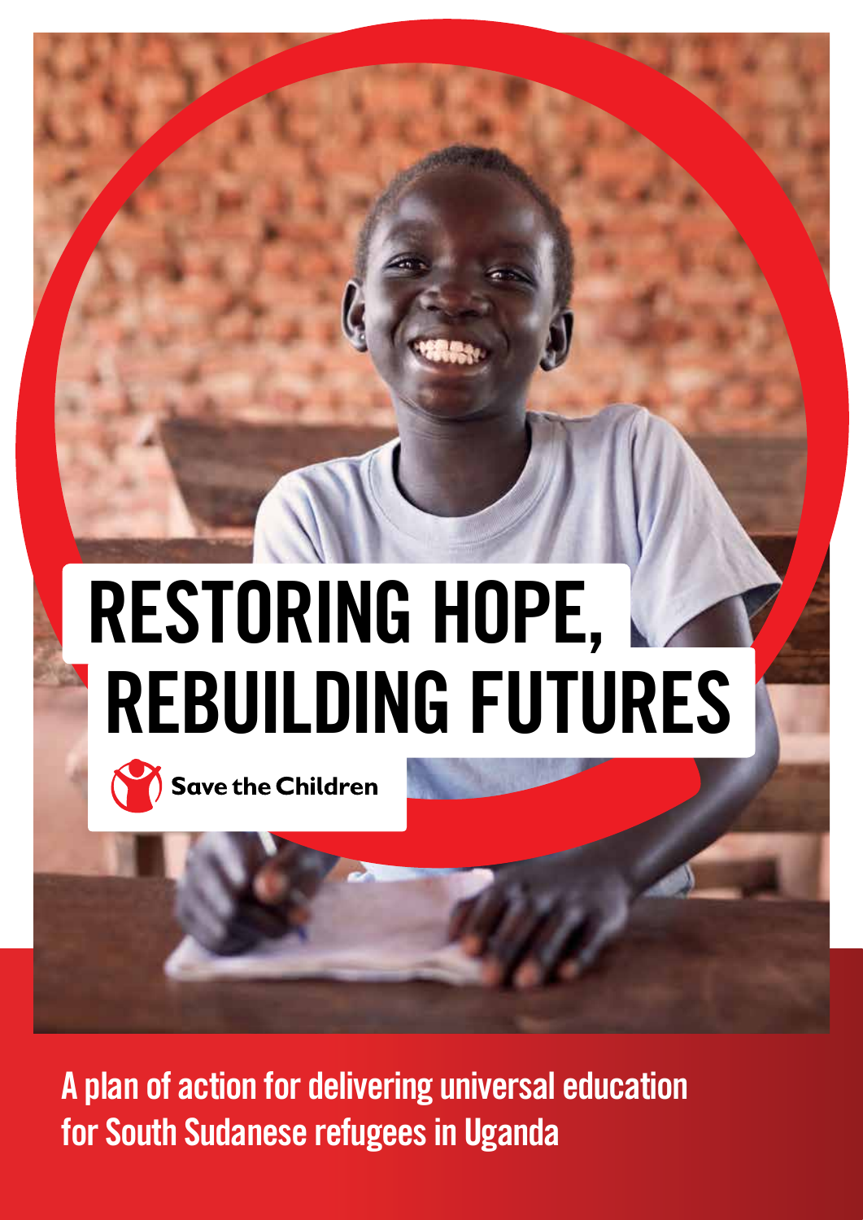# RESTORING HOPE, REBUILDING FUTURES

Save the Children

A plan of action for delivering universal education for South Sudanese refugees in Uganda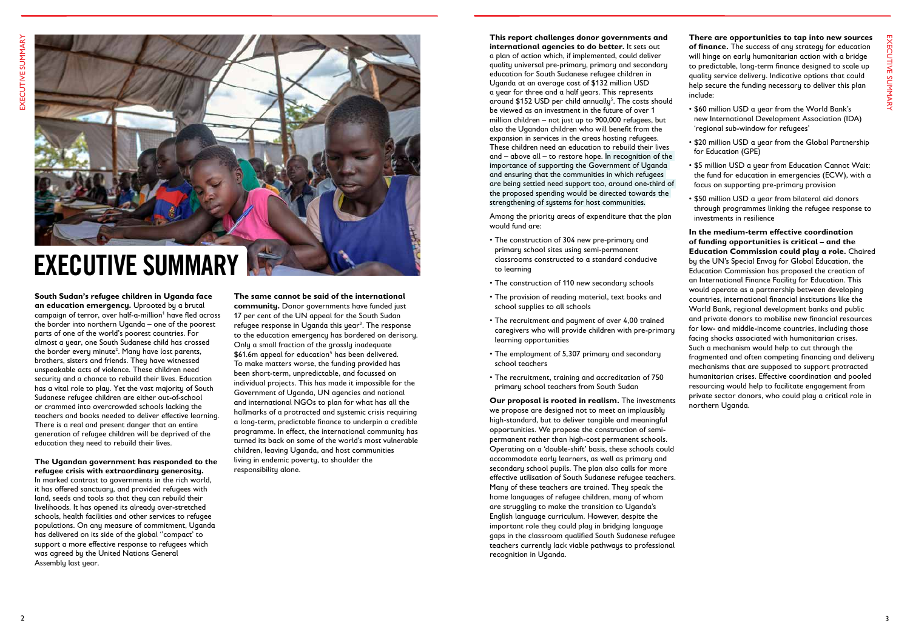# EXECUTIVE SUMMARY

**South Sudan's refugee children in Uganda face an education emergency.** Uprooted by a brutal campaign of terror, over half-a-million[1] have fled across the border into northern Uganda – one of the poorest parts of one of the world's poorest countries. For almost a year, one South Sudanese child has crossed the border every minute[2]. Many have lost parents, brothers, sisters and friends. They have witnessed unspeakable acts of violence. These children need security and a chance to rebuild their lives. Education has a vital role to play. Yet the vast majority of South Sudanese refugee children are either out-of-school or crammed into overcrowded schools lacking the teachers and books needed to deliver effective learning. There is a real and present danger that an entire generation of refugee children will be deprived of the education they need to rebuild their lives.

**The Ugandan government has responded to the refugee crisis with extraordinary generosity.** In marked contrast to governments in the rich world, it has offered sanctuary, and provided refugees with land, seeds and tools so that they can rebuild their livelihoods. It has opened its already over-stretched schools, health facilities and other services to refugee populations. On any measure of commitment, Uganda has delivered on its side of the global "compact' to support a more effective response to refugees which was agreed by the United Nations General Assembly last year.

**The same cannot be said of the international community.** Donor governments have funded just 17 per cent of the UN appeal for the South Sudan refugee response in Uganda this year[3]. The response to the education emergency has bordered on derisory. Only a small fraction of the grossly inadequate $61.6m appeal for education[4] has been delivered. To make matters worse, the funding provided has been short-term, unpredictable, and focussed on individual projects. This has made it impossible for the Government of Uganda, UN agencies and national and international NGOs to plan for what has all the hallmarks of a protracted and systemic crisis requiring a long-term, predictable finance to underpin a credible programme. In effect, the international community has turned its back on some of the world's most vulnerable children, leaving Uganda, and host communities living in endemic poverty, to shoulder the responsibility alone.

**This report challenges donor governments and international agencies to do better.** It sets out a plan of action which, if implemented, could deliver quality universal pre-primary, primary and secondary education for South Sudanese refugee children in Uganda at an average cost of $132 million USD a year for three and a half years. This represents around $152 USD per child annually[5]. The costs should be viewed as an investment in the future of over 1 million children – not just up to 900,000 refugees, but also the Ugandan children who will benefit from the expansion in services in the areas hosting refugees. These children need an education to rebuild their lives and – above all – to restore hope. In recognition of the importance of supporting the Government of Uganda and ensuring that the communities in which refugees are being settled need support too, around one-third of the proposed spending would be directed towards the strengthening of systems for host communities.

Among the priority areas of expenditure that the plan would fund are:

- The construction of 304 new pre-primary and primary school sites using semi-permanent classrooms constructed to a standard conducive to learning
- The construction of 110 new secondary schools
- The provision of reading material, text books and school supplies to all schools
- The recruitment and payment of over 4,00 trained caregivers who will provide children with pre-primary learning opportunities
- The employment of 5,307 primary and secondary school teachers
- The recruitment, training and accreditation of 750 primary school teachers from South Sudan

**Our proposal is rooted in realism.** The investments we propose are designed not to meet an implausibly high-standard, but to deliver tangible and meaningful opportunities. We propose the construction of semi-permanent rather than high-cost permanent schools. Operating on a 'double-shift' basis, these schools could accommodate early learners, as well as primary and secondary school pupils. The plan also calls for more effective utilisation of South Sudanese refugee teachers. Many of these teachers are trained. They speak the home languages of refugee children, many of whom are struggling to make the transition to Uganda's English language curriculum. However, despite the important role they could play in bridging language gaps in the classroom qualified South Sudanese refugee teachers currently lack viable pathways to professional recognition in Uganda.

**There are opportunities to tap into new sources of finance.** The success of any strategy for education will hinge on early humanitarian action with a bridge to predictable, long-term finance designed to scale up quality service delivery. Indicative options that could help secure the funding necessary to deliver this plan include:

- $60 million USD a year from the World Bank's new International Development Association (IDA) 'regional sub-window for refugees'
- $20 million USD a year from the Global Partnership for Education (GPE)
- $5 million USD a year from Education Cannot Wait: the fund for education in emergencies (ECW), with a focus on supporting pre-primary provision
- $50 million USD a year from bilateral aid donors through programmes linking the refugee response to investments in resilience

**In the medium-term effective coordination of funding opportunities is critical – and the Education Commission could play a role.** Chaired by the UN's Special Envoy for Global Education, the Education Commission has proposed the creation of an International Finance Facility for Education. This would operate as a partnership between developing countries, international financial institutions like the World Bank, regional development banks and public and private donors to mobilise new financial resources for low- and middle-income countries, including those facing shocks associated with humanitarian crises. Such a mechanism would help to cut through the fragmented and often competing financing and delivery mechanisms that are supposed to support protracted humanitarian crises. Effective coordination and pooled resourcing would help to facilitate engagement from private sector donors, who could play a critical role in northern Uganda.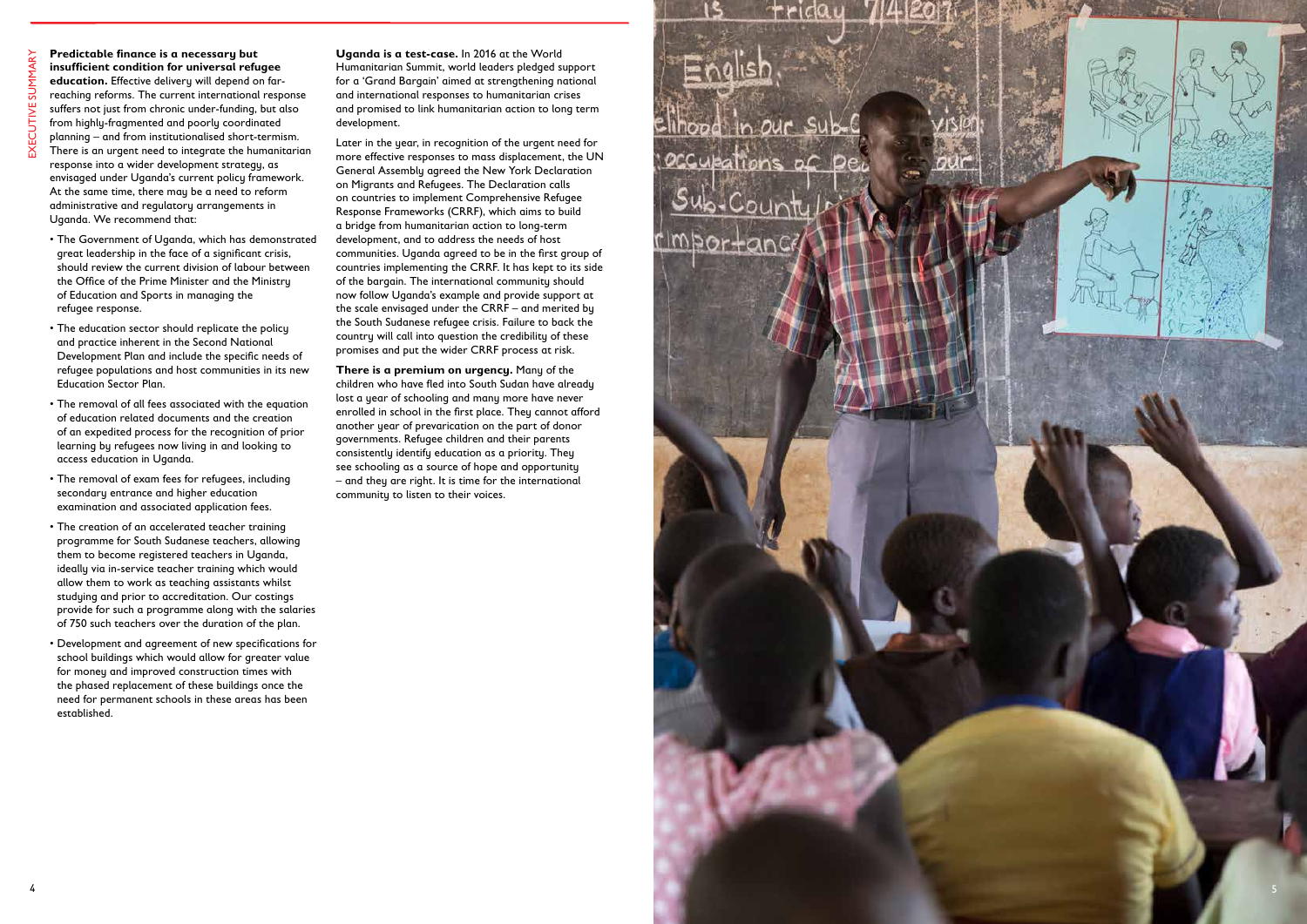**Predictable finance is a necessary but insufficient condition for universal refugee education.** Effective delivery will depend on far-reaching reforms. The current international response suffers not just from chronic under-funding, but also from highly-fragmented and poorly coordinated planning – and from institutionalised short-termism. There is an urgent need to integrate the humanitarian response into a wider development strategy, as envisaged under Uganda's current policy framework. At the same time, there may be a need to reform administrative and regulatory arrangements in Uganda. We recommend that:

- The Government of Uganda, which has demonstrated great leadership in the face of a significant crisis, should review the current division of labour between the Office of the Prime Minister and the Ministry of Education and Sports in managing the refugee response.
- The education sector should replicate the policy and practice inherent in the Second National Development Plan and include the specific needs of refugee populations and host communities in its new Education Sector Plan.
- The removal of all fees associated with the equation of education related documents and the creation of an expedited process for the recognition of prior learning by refugees now living in and looking to access education in Uganda.
- The removal of exam fees for refugees, including secondary entrance and higher education examination and associated application fees.
- The creation of an accelerated teacher training programme for South Sudanese teachers, allowing them to become registered teachers in Uganda, ideally via in-service teacher training which would allow them to work as teaching assistants whilst studying and prior to accreditation. Our costings provide for such a programme along with the salaries of 750 such teachers over the duration of the plan.
- Development and agreement of new specifications for school buildings which would allow for greater value for money and improved construction times with the phased replacement of these buildings once the need for permanent schools in these areas has been established.

**Uganda is a test-case.** In 2016 at the World Humanitarian Summit, world leaders pledged support for a 'Grand Bargain' aimed at strengthening national and international responses to humanitarian crises and promised to link humanitarian action to long term development.

Later in the year, in recognition of the urgent need for more effective responses to mass displacement, the UN General Assembly agreed the New York Declaration on Migrants and Refugees. The Declaration calls on countries to implement Comprehensive Refugee Response Frameworks (CRRF), which aims to build a bridge from humanitarian action to long-term development, and to address the needs of host communities. Uganda agreed to be in the first group of countries implementing the CRRF. It has kept to its side of the bargain. The international community should now follow Uganda's example and provide support at the scale envisaged under the CRRF – and merited by the South Sudanese refugee crisis. Failure to back the country will call into question the credibility of these promises and put the wider CRRF process at risk.

**There is a premium on urgency.** Many of the children who have fled into South Sudan have already lost a year of schooling and many more have never enrolled in school in the first place. They cannot afford another year of prevarication on the part of donor governments. Refugee children and their parents consistently identify education as a priority. They see schooling as a source of hope and opportunity – and they are right. It is time for the international community to listen to their voices.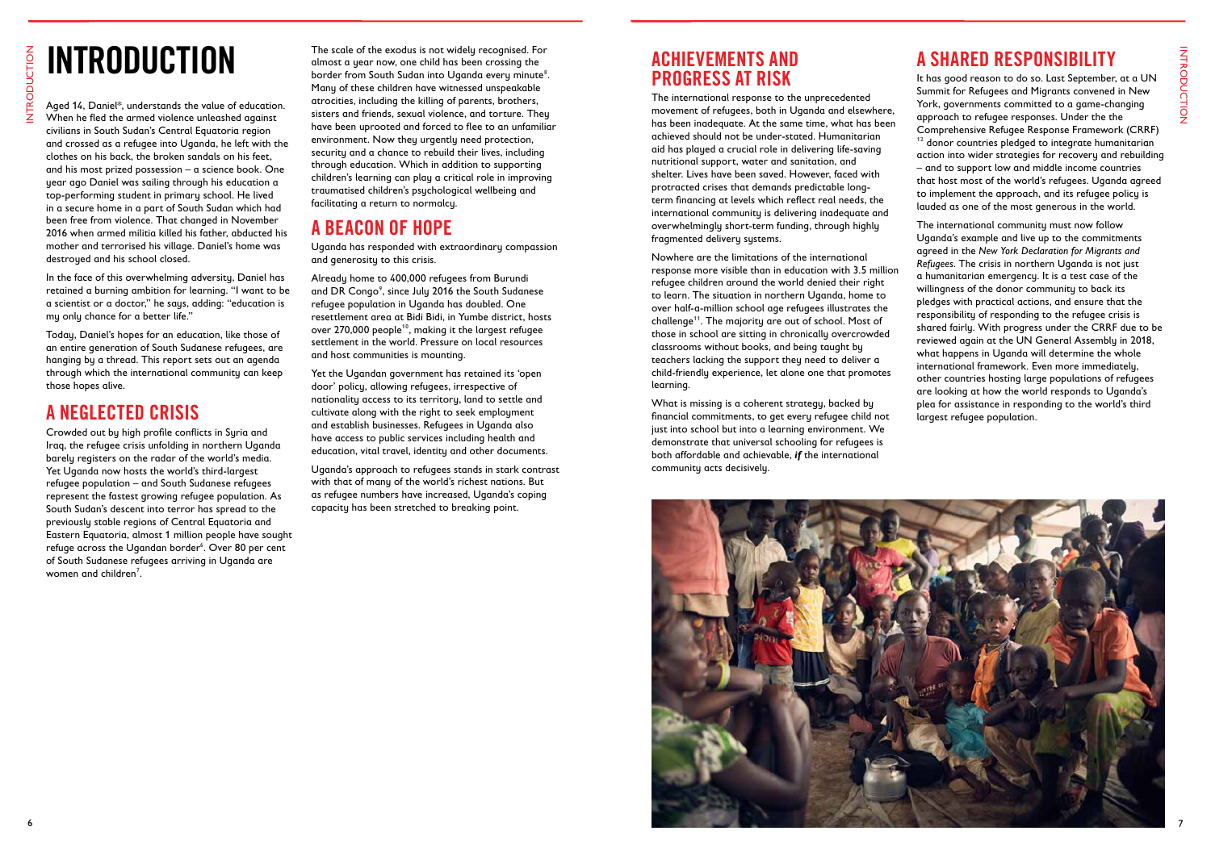# INTRODUCTION

Aged 14, Daniel*, understands the value of education. When he fled the armed violence unleashed against civilians in South Sudan's Central Equatoria region and crossed as a refugee into Uganda, he left with the clothes on his back, the broken sandals on his feet, and his most prized possession – a science book. One year ago Daniel was sailing through his education a top-performing student in primary school. He lived in a secure home in a part of South Sudan which had been free from violence. That changed in November 2016 when armed militia killed his father, abducted his mother and terrorised his village. Daniel's home was destroyed and his school closed.

In the face of this overwhelming adversity, Daniel has retained a burning ambition for learning. "I want to be a scientist or a doctor," he says, adding: "education is my only chance for a better life."

Today, Daniel's hopes for an education, like those of an entire generation of South Sudanese refugees, are hanging by a thread. This report sets out an agenda through which the international community can keep those hopes alive.

## A NEGLECTED CRISIS

Crowded out by high profile conflicts in Syria and Iraq, the refugee crisis unfolding in northern Uganda barely registers on the radar of the world's media. Yet Uganda now hosts the world's third-largest refugee population – and South Sudanese refugees represent the fastest growing refugee population. As South Sudan's descent into terror has spread to the previously stable regions of Central Equatoria and Eastern Equatoria, almost 1 million people have sought refuge across the Ugandan border[6]. Over 80 per cent of South Sudanese refugees arriving in Uganda are women and children[7].

The scale of the exodus is not widely recognised. For almost a year now, one child has been crossing the border from South Sudan into Uganda every minute[8]. Many of these children have witnessed unspeakable atrocities, including the killing of parents, brothers, sisters and friends, sexual violence, and torture. They have been uprooted and forced to flee to an unfamiliar environment. Now they urgently need protection, security and a chance to rebuild their lives, including through education. Which in addition to supporting children's learning can play a critical role in improving traumatised children's psychological wellbeing and facilitating a return to normalcy.

## A BEACON OF HOPE

Uganda has responded with extraordinary compassion and generosity to this crisis.

Already home to 400,000 refugees from Burundi and DR Congo[9], since July 2016 the South Sudanese refugee population in Uganda has doubled. One resettlement area at Bidi Bidi, in Yumbe district, hosts over 270,000 people[10], making it the largest refugee settlement in the world. Pressure on local resources and host communities is mounting.

Yet the Ugandan government has retained its 'open door' policy, allowing refugees, irrespective of nationality access to its territory, land to settle and cultivate along with the right to seek employment and establish businesses. Refugees in Uganda also have access to public services including health and education, vital travel, identity and other documents.

Uganda's approach to refugees stands in stark contrast with that of many of the world's richest nations. But as refugee numbers have increased, Uganda's coping capacity has been stretched to breaking point.

## ACHIEVEMENTS AND PROGRESS AT RISK

The international response to the unprecedented movement of refugees, both in Uganda and elsewhere, has been inadequate. At the same time, what has been achieved should not be under-stated. Humanitarian aid has played a crucial role in delivering life-saving nutritional support, water and sanitation, and shelter. Lives have been saved. However, faced with protracted crises that demands predictable long-term financing at levels which reflect real needs, the international community is delivering inadequate and overwhelmingly short-term funding, through highly fragmented delivery systems.

Nowhere are the limitations of the international response more visible than in education with 3.5 million refugee children around the world denied their right to learn. The situation in northern Uganda, home to over half-a-million school age refugees illustrates the challenge[11]. The majority are out of school. Most of those in school are sitting in chronically overcrowded classrooms without books, and being taught by teachers lacking the support they need to deliver a child-friendly experience, let alone one that promotes learning.

What is missing is a coherent strategy, backed by financial commitments, to get every refugee child not just into school but into a learning environment. We demonstrate that universal schooling for refugees is both affordable and achievable, ***if*** the international community acts decisively.

## A SHARED RESPONSIBILITY

It has good reason to do so. Last September, at a UN Summit for Refugees and Migrants convened in New York, governments committed to a game-changing approach to refugee responses. Under the the Comprehensive Refugee Response Framework (CRRF)[12] donor countries pledged to integrate humanitarian action into wider strategies for recovery and rebuilding – and to support low and middle income countries that host most of the world's refugees. Uganda agreed to implement the approach, and its refugee policy is lauded as one of the most generous in the world.

The international community must now follow Uganda's example and live up to the commitments agreed in the *New York Declaration for Migrants and Refugees*. The crisis in northern Uganda is not just a humanitarian emergency. It is a test case of the willingness of the donor community to back its pledges with practical actions, and ensure that the responsibility of responding to the refugee crisis is shared fairly. With progress under the CRRF due to be reviewed again at the UN General Assembly in 2018, what happens in Uganda will determine the whole international framework. Even more immediately, other countries hosting large populations of refugees are looking at how the world responds to Uganda's plea for assistance in responding to the world's third largest refugee population.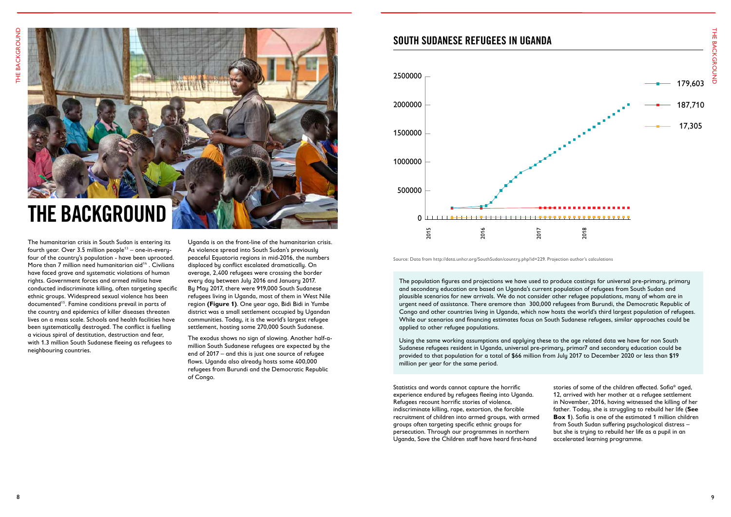# THE BACKGROUND

The humanitarian crisis in South Sudan is entering its fourth year. Over 3.5 million people[13] – one-in-every-four of the country's population - have been uprooted. More than 7 million need humanitarian aid[14] . Civilians have faced grave and systematic violations of human rights. Government forces and armed militia have conducted indiscriminate killing, often targeting specific ethnic groups. Widespread sexual violence has been documented[15]. Famine conditions prevail in parts of the country and epidemics of killer diseases threaten lives on a mass scale. Schools and health facilities have been systematically destroyed. The conflict is fuelling a vicious spiral of destitution, destruction and fear, with 1.3 million South Sudanese fleeing as refugees to neighbouring countries.

Uganda is on the front-line of the humanitarian crisis. As violence spread into South Sudan's previously peaceful Equatoria regions in mid-2016, the numbers displaced by conflict escalated dramatically. On average, 2,400 refugees were crossing the border every day between July 2016 and January 2017. By May 2017, there were 919,000 South Sudanese refugees living in Uganda, most of them in West Nile region **(Figure 1)**. One year ago, Bidi Bidi in Yumbe district was a small settlement occupied by Ugandan communities. Today, it is the world's largest refugee settlement, hosting some 270,000 South Sudanese.

The exodus shows no sign of slowing. Another half-a-million South Sudanese refugees are expected by the end of 2017 – and this is just one source of refugee flows. Uganda also already hosts some 400,000 refugees from Burundi and the Democratic Republic of Congo.

## SOUTH SUDANESE REFUGEES IN UGANDA

2500000
2000000
1500000
1000000
500000
0

2015
2016
2017
2018

179,603
187,710
17,305

Source: Data from http://data.unhcr.org/SouthSudan/country.php?id=229. Projection author's calculations

The population figures and projections we have used to produce costings for universal pre-primary, primary and secondary education are based on Uganda's current population of refugees from South Sudan and plausible scenarios for new arrivals. We do not consider other refugee populations, many of whom are in urgent need of assistance. There aremore than 300,000 refugees from Burundi, the Democratic Republic of Congo and other countries living in Uganda, which now hosts the world's third largest population of refugees. While our scenarios and financing estimates focus on South Sudanese refugees, similar approaches could be applied to other refugee populations.

Using the same working assumptions and applying these to the age related data we have for non South Sudanese refugees resident in Uganda, universal pre-primary, primar7 and secondary education could be provided to that population for a total of $66 million from July 2017 to December 2020 or less than $19 million per year for the same period.

Statistics and words cannot capture the horrific experience endured by refugees fleeing into Uganda. Refugees recount horrific stories of violence, indiscriminate killing, rape, extortion, the forcible recruitment of children into armed groups, with armed groups often targeting specific ethnic groups for persecution. Through our programmes in northern Uganda, Save the Children staff have heard first-hand stories of some of the children affected. Sofia* aged, 12, arrived with her mother at a refugee settlement in November, 2016, having witnessed the killing of her father. Today, she is struggling to rebuild her life (**See Box 1**). Sofia is one of the estimated 1 million children from South Sudan suffering psychological distress – but she is trying to rebuild her life as a pupil in an accelerated learning programme.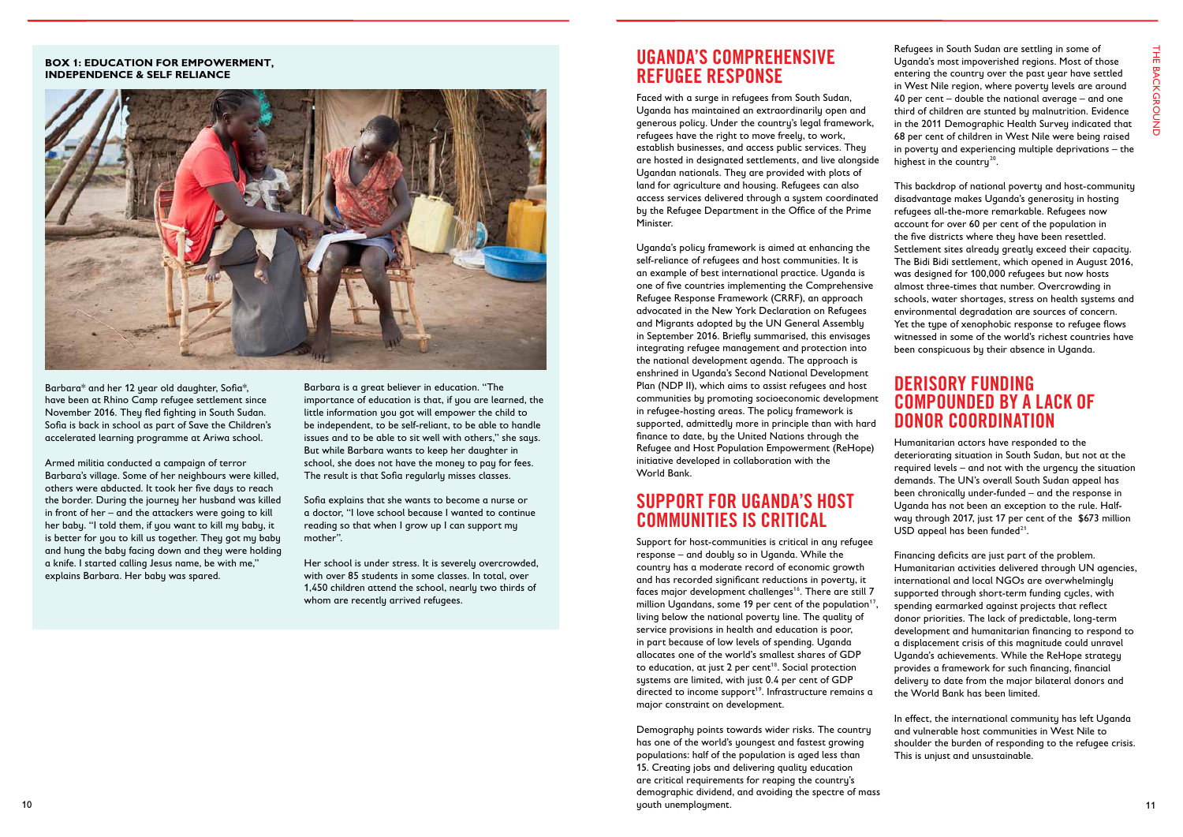### BOX 1: EDUCATION FOR EMPOWERMENT, INDEPENDENCE & SELF RELIANCE

Barbara* and her 12 year old daughter, Sofia*, have been at Rhino Camp refugee settlement since November 2016. They fled fighting in South Sudan. Sofia is back in school as part of Save the Children's accelerated learning programme at Ariwa school.

Armed militia conducted a campaign of terror Barbara's village. Some of her neighbours were killed, others were abducted. It took her five days to reach the border. During the journey her husband was killed in front of her – and the attackers were going to kill her baby. "I told them, if you want to kill my baby, it is better for you to kill us together. They got my baby and hung the baby facing down and they were holding a knife. I started calling Jesus name, be with me," explains Barbara. Her baby was spared.

Barbara is a great believer in education. "The importance of education is that, if you are learned, the little information you got will empower the child to be independent, to be self-reliant, to be able to handle issues and to be able to sit well with others," she says. But while Barbara wants to keep her daughter in school, she does not have the money to pay for fees. The result is that Sofia regularly misses classes.

Sofia explains that she wants to become a nurse or a doctor, "I love school because I wanted to continue reading so that when I grow up I can support my mother".

Her school is under stress. It is severely overcrowded, with over 85 students in some classes. In total, over 1,450 children attend the school, nearly two thirds of whom are recently arrived refugees.

## UGANDA'S COMPREHENSIVE REFUGEE RESPONSE

Faced with a surge in refugees from South Sudan, Uganda has maintained an extraordinarily open and generous policy. Under the country's legal framework, refugees have the right to move freely, to work, establish businesses, and access public services. They are hosted in designated settlements, and live alongside Ugandan nationals. They are provided with plots of land for agriculture and housing. Refugees can also access services delivered through a system coordinated by the Refugee Department in the Office of the Prime Minister.

Uganda's policy framework is aimed at enhancing the self-reliance of refugees and host communities. It is an example of best international practice. Uganda is one of five countries implementing the Comprehensive Refugee Response Framework (CRRF), an approach advocated in the New York Declaration on Refugees and Migrants adopted by the UN General Assembly in September 2016. Briefly summarised, this envisages integrating refugee management and protection into the national development agenda. The approach is enshrined in Uganda's Second National Development Plan (NDP II), which aims to assist refugees and host communities by promoting socioeconomic development in refugee-hosting areas. The policy framework is supported, admittedly more in principle than with hard finance to date, by the United Nations through the Refugee and Host Population Empowerment (ReHope) initiative developed in collaboration with the World Bank.

## SUPPORT FOR UGANDA'S HOST COMMUNITIES IS CRITICAL

Support for host-communities is critical in any refugee response – and doubly so in Uganda. While the country has a moderate record of economic growth and has recorded significant reductions in poverty, it faces major development challenges[16]. There are still 7 million Ugandans, some 19 per cent of the population[17], living below the national poverty line. The quality of service provisions in health and education is poor, in part because of low levels of spending. Uganda allocates one of the world's smallest shares of GDP to education, at just 2 per cent[18]. Social protection systems are limited, with just 0.4 per cent of GDP directed to income support[19]. Infrastructure remains a major constraint on development.

Demography points towards wider risks. The country has one of the world's youngest and fastest growing populations: half of the population is aged less than 15. Creating jobs and delivering quality education are critical requirements for reaping the country's demographic dividend, and avoiding the spectre of mass youth unemployment.

Refugees in South Sudan are settling in some of Uganda's most impoverished regions. Most of those entering the country over the past year have settled in West Nile region, where poverty levels are around 40 per cent – double the national average – and one third of children are stunted by malnutrition. Evidence in the 2011 Demographic Health Survey indicated that 68 per cent of children in West Nile were being raised in poverty and experiencing multiple deprivations – the highest in the country[20].

This backdrop of national poverty and host-community disadvantage makes Uganda's generosity in hosting refugees all-the-more remarkable. Refugees now account for over 60 per cent of the population in the five districts where they have been resettled. Settlement sites already greatly exceed their capacity. The Bidi Bidi settlement, which opened in August 2016, was designed for 100,000 refugees but now hosts almost three-times that number. Overcrowding in schools, water shortages, stress on health systems and environmental degradation are sources of concern. Yet the type of xenophobic response to refugee flows witnessed in some of the world's richest countries have been conspicuous by their absence in Uganda.

## DERISORY FUNDING COMPOUNDED BY A LACK OF DONOR COORDINATION

Humanitarian actors have responded to the deteriorating situation in South Sudan, but not at the required levels – and not with the urgency the situation demands. The UN's overall South Sudan appeal has been chronically under-funded – and the response in Uganda has not been an exception to the rule. Half-way through 2017, just 17 per cent of the $673 million USD appeal has been funded[21].

Financing deficits are just part of the problem. Humanitarian activities delivered through UN agencies, international and local NGOs are overwhelmingly supported through short-term funding cycles, with spending earmarked against projects that reflect donor priorities. The lack of predictable, long-term development and humanitarian financing to respond to a displacement crisis of this magnitude could unravel Uganda's achievements. While the ReHope strategy provides a framework for such financing, financial delivery to date from the major bilateral donors and the World Bank has been limited.

In effect, the international community has left Uganda and vulnerable host communities in West Nile to shoulder the burden of responding to the refugee crisis. This is unjust and unsustainable.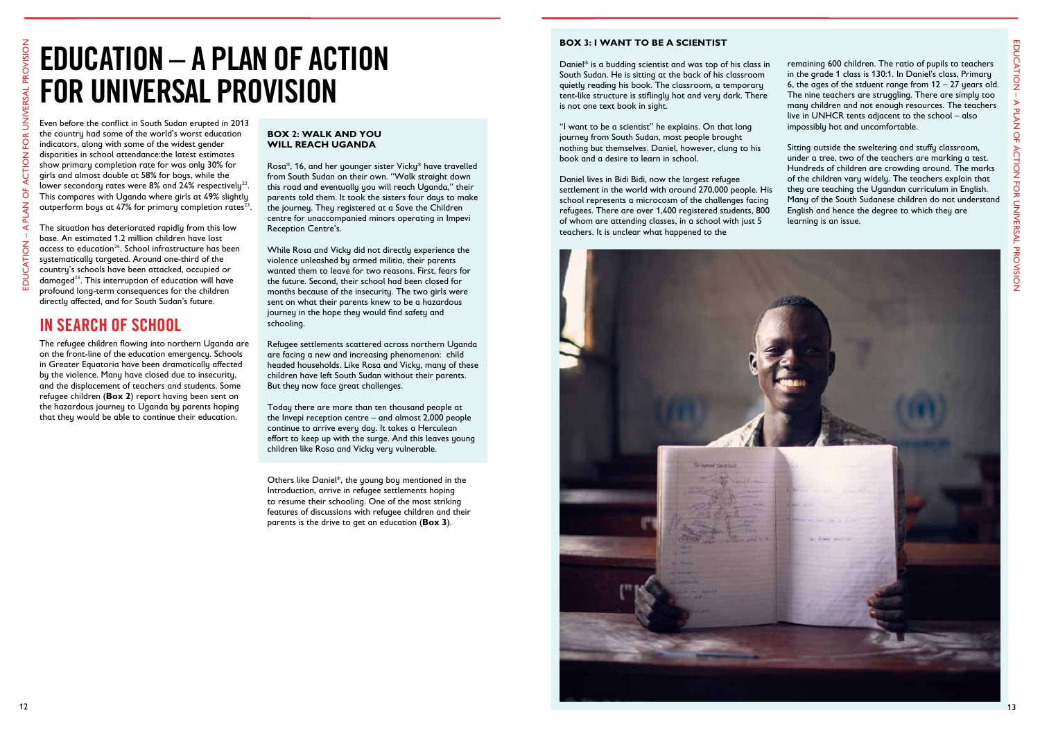# EDUCATION – A PLAN OF ACTION FOR UNIVERSAL PROVISION

Even before the conflict in South Sudan erupted in 2013 the country had some of the world's worst education indicators, along with some of the widest gender disparities in school attendance:the latest estimates show primary completion rate for was only 30% for girls and almost double at 58% for boys, while the lower secondary rates were 8% and 24% respectively[22]. This compares with Uganda where girls at 49% slightly outperform boys at 47% for primary completion rates[23].

The situation has deteriorated rapidly from this low base. An estimated 1.2 million children have lost access to education[24]. School infrastructure has been systematically targeted. Around one-third of the country's schools have been attacked, occupied or damaged[25]. This interruption of education will have profound long-term consequences for the children directly affected, and for South Sudan's future.

## IN SEARCH OF SCHOOL

The refugee children flowing into northern Uganda are on the front-line of the education emergency. Schools in Greater Equatoria have been dramatically affected by the violence. Many have closed due to insecurity, and the displacement of teachers and students. Some refugee children (**Box 2**) report having been sent on the hazardous journey to Uganda by parents hoping that they would be able to continue their education.

### BOX 2: WALK AND YOU WILL REACH UGANDA

Rosa*, 16, and her younger sister Vicky* have travelled from South Sudan on their own. "Walk straight down this road and eventually you will reach Uganda," their parents told them. It took the sisters four days to make the journey. They registered at a Save the Children centre for unaccompanied minors operating in Impevi Reception Centre's.

While Rosa and Vicky did not directly experience the violence unleashed by armed militia, their parents wanted them to leave for two reasons. First, fears for the future. Second, their school had been closed for months because of the insecurity. The two girls were sent on what their parents knew to be a hazardous journey in the hope they would find safety and schooling.

Refugee settlements scattered across northern Uganda are facing a new and increasing phenomenon: child headed households. Like Rosa and Vicky, many of these children have left South Sudan without their parents. But they now face great challenges.

Today there are more than ten thousand people at the Invepi reception centre – and almost 2,000 people continue to arrive every day. It takes a Herculean effort to keep up with the surge. And this leaves young children like Rosa and Vicky very vulnerable.

Others like Daniel*, the young boy mentioned in the Introduction, arrive in refugee settlements hoping to resume their schooling. One of the most striking features of discussions with refugee children and their parents is the drive to get an education (**Box 3**).

### BOX 3: I WANT TO BE A SCIENTIST

Daniel* is a budding scientist and was top of his class in South Sudan. He is sitting at the back of his classroom quietly reading his book. The classroom, a temporary tent-like structure is stiflingly hot and very dark. There is not one text book in sight.

"I want to be a scientist" he explains. On that long journey from South Sudan, most people brought nothing but themselves. Daniel, however, clung to his book and a desire to learn in school.

Daniel lives in Bidi Bidi, now the largest refugee settlement in the world with around 270,000 people. His school represents a microcosm of the challenges facing refugees. There are over 1,400 registered students, 800 of whom are attending classes, in a school with just 5 teachers. It is unclear what happened to the remaining 600 children. The ratio of pupils to teachers in the grade 1 class is 130:1. In Daniel's class, Primary 6, the ages of the stduent range from 12 – 27 years old. The nine teachers are struggling. There are simply too many children and not enough resources. The teachers live in UNHCR tents adjacent to the school – also impossibly hot and uncomfortable.

Sitting outside the sweltering and stuffy classroom, under a tree, two of the teachers are marking a test. Hundreds of children are crowding around. The marks of the children vary widely. The teachers explain that they are teaching the Ugandan curriculum in English. Many of the South Sudanese children do not understand English and hence the degree to which they are learning is an issue.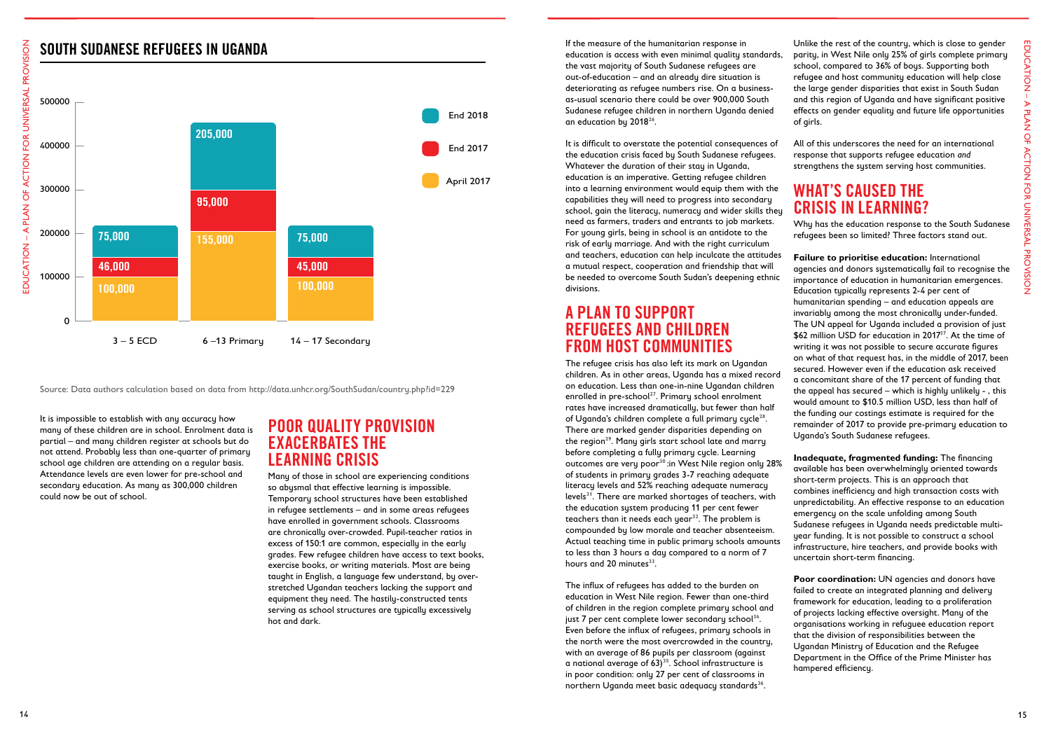## SOUTH SUDANESE REFUGEES IN UGANDA

500000
400000
300000
200000
100000
0

End 2018
End 2017
April 2017

75,000
46,000
100,000
3 – 5 ECD

205,000
95,000
155,000
6 –13 Primary

75,000
45,000
100,000
14 – 17 Secondary

Source: Data authors calculation based on data from http://data.unhcr.org/SouthSudan/country.php?id=229

It is impossible to establish with any accuracy how many of these children are in school. Enrolment data is partial – and many children register at schools but do not attend. Probably less than one-quarter of primary school age children are attending on a regular basis. Attendance levels are even lower for pre-school and secondary education. As many as 300,000 children could now be out of school.

## POOR QUALITY PROVISION EXACERBATES THE LEARNING CRISIS

Many of those in school are experiencing conditions so abysmal that effective learning is impossible. Temporary school structures have been established in refugee settlements – and in some areas refugees have enrolled in government schools. Classrooms are chronically over-crowded. Pupil-teacher ratios in excess of 150:1 are common, especially in the early grades. Few refugee children have access to text books, exercise books, or writing materials. Most are being taught in English, a language few understand, by over-stretched Ugandan teachers lacking the support and equipment they need. The hastily-constructed tents serving as school structures are typically excessively hot and dark.

If the measure of the humanitarian response in education is access with even minimal quality standards, the vast majority of South Sudanese refugees are out-of-education – and an already dire situation is deteriorating as refugee numbers rise. On a business-as-usual scenario there could be over 900,000 South Sudanese refugee children in northern Uganda denied an education by 2018[26].

It is difficult to overstate the potential consequences of the education crisis faced by South Sudanese refugees. Whatever the duration of their stay in Uganda, education is an imperative. Getting refugee children into a learning environment would equip them with the capabilities they will need to progress into secondary school, gain the literacy, numeracy and wider skills they need as farmers, traders and entrants to job markets. For young girls, being in school is an antidote to the risk of early marriage. And with the right curriculum and teachers, education can help inculcate the attitudes a mutual respect, cooperation and friendship that will be needed to overcome South Sudan's deepening ethnic divisions.

## A PLAN TO SUPPORT REFUGEES AND CHILDREN FROM HOST COMMUNITIES

The refugee crisis has also left its mark on Ugandan children. As in other areas, Uganda has a mixed record on education. Less than one-in-nine Ugandan children enrolled in pre-school[27]. Primary school enrolment rates have increased dramatically, but fewer than half of Uganda's children complete a full primary cycle[28]. There are marked gender disparities depending on the region[29]. Many girls start school late and marry before completing a fully primary cycle. Learning outcomes are very poor[30] :in West Nile region only 28% of students in primary grades 3-7 reaching adequate literacy levels and 52% reaching adequate numeracy levels[31]. There are marked shortages of teachers, with the education system producing 11 per cent fewer teachers than it needs each year[32]. The problem is compounded by low morale and teacher absenteeism. Actual teaching time in public primary schools amounts to less than 3 hours a day compared to a norm of 7 hours and 20 minutes[33].

The influx of refugees has added to the burden on education in West Nile region. Fewer than one-third of children in the region complete primary school and just 7 per cent complete lower secondary school[34]. Even before the influx of refugees, primary schools in the north were the most overcrowded in the country, with an average of 86 pupils per classroom (against a national average of 63)[35]. School infrastructure is in poor condition: only 27 per cent of classrooms in northern Uganda meet basic adequacy standards[36].

Unlike the rest of the country, which is close to gender parity, in West Nile only 25% of girls complete primary school, compared to 36% of boys. Supporting both refugee and host community education will help close the large gender disparities that exist in South Sudan and this region of Uganda and have significant positive effects on gender equality and future life opportunities of girls.

All of this underscores the need for an international response that supports refugee education *and* strengthens the system serving host communities.

## WHAT'S CAUSED THE CRISIS IN LEARNING?

Why has the education response to the South Sudanese refugees been so limited? Three factors stand out.

**Failure to prioritise education:** International agencies and donors systematically fail to recognise the importance of education in humanitarian emergences. Education typically represents 2-4 per cent of humanitarian spending – and education appeals are invariably among the most chronically under-funded. The UN appeal for Uganda included a provision of just $62 million USD for education in 2017[37]. At the time of writing it was not possible to secure accurate figures on what of that request has, in the middle of 2017, been secured. However even if the education ask received a concomitant share of the 17 percent of funding that the appeal has secured – which is highly unlikely - , this would amount to $10.5 million USD, less than half of the funding our costings estimate is required for the remainder of 2017 to provide pre-primary education to Uganda's South Sudanese refugees.

**Inadequate, fragmented funding:** The financing available has been overwhelmingly oriented towards short-term projects. This is an approach that combines inefficiency and high transaction costs with unpredictability. An effective response to an education emergency on the scale unfolding among South Sudanese refugees in Uganda needs predictable multi-year funding. It is not possible to construct a school infrastructure, hire teachers, and provide books with uncertain short-term financing.

**Poor coordination:** UN agencies and donors have failed to create an integrated planning and delivery framework for education, leading to a proliferation of projects lacking effective oversight. Many of the organisations working in refugee education report that the division of responsibilities between the Ugandan Ministry of Education and the Refugee Department in the Office of the Prime Minister has hampered efficiency.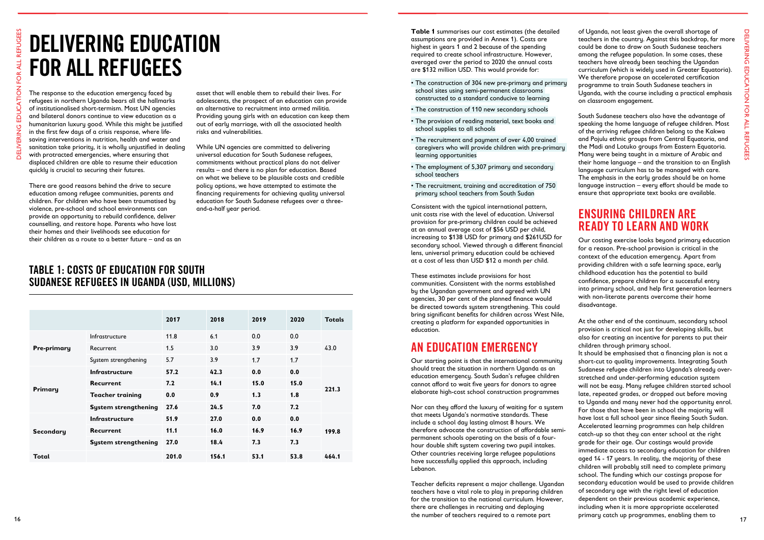# DELIVERING EDUCATION FOR ALL REFUGEES

The response to the education emergency faced by refugees in northern Uganda bears all the hallmarks of institutionalised short-termism. Most UN agencies and bilateral donors continue to view education as a humanitarian luxury good. While this might be justified in the first few days of a crisis response, where life-saving interventions in nutrition, health and water and sanitation take priority, it is wholly unjustified in dealing with protracted emergencies, where ensuring that displaced children are able to resume their education quickly is crucial to securing their futures.

There are good reasons behind the drive to secure education among refugee communities, parents and children. For children who have been traumatised by violence, pre-school and school environments can provide an opportunity to rebuild confidence, deliver counselling, and restore hope. Parents who have lost their homes and their livelihoods see education for their children as a route to a better future – and as an asset that will enable them to rebuild their lives. For adolescents, the prospect of an education can provide an alternative to recruitment into armed militia. Providing young girls with an education can keep them out of early marriage, with all the associated health risks and vulnerabilities.

While UN agencies are committed to delivering universal education for South Sudanese refugees, commitments without practical plans do not deliver results – and there is no plan for education. Based on what we believe to be plausible costs and credible policy options, we have attempted to estimate the financing requirements for achieving quality universal education for South Sudanese refugees over a three-and-a-half year period.

## TABLE 1: COSTS OF EDUCATION FOR SOUTH SUDANESE REFUGEES IN UGANDA (USD, MILLIONS)

| | | 2017 | 2018 | 2019 | 2020 | Totals |
|---|---|---|---|---|---|---|
| **Pre-primary** | Infrastructure | 11.8 | 6.1 | 0.0 | 0.0 | 43.0 |
| | Recurrent | 1.5 | 3.0 | 3.9 | 3.9 | |
| | System strengthening | 5.7 | 3.9 | 1.7 | 1.7 | |
| **Primary** | **Infrastructure** | **57.2** | **42.3** | **0.0** | **0.0** | **221.3** |
| | **Recurrent** | **7.2** | **14.1** | **15.0** | **15.0** | |
| | **Teacher training** | **0.0** | **0.9** | **1.3** | **1.8** | |
| | **System strengthening** | **27.6** | **24.5** | **7.0** | **7.2** | |
| **Secondary** | **Infrastructure** | **51.9** | **27.0** | **0.0** | **0.0** | **199.8** |
| | **Recurrent** | **11.1** | **16.0** | **16.9** | **16.9** | |
| | **System strengthening** | **27.0** | **18.4** | **7.3** | **7.3** | |
| **Total** | | **201.0** | **156.1** | **53.1** | **53.8** | **464.1** |

**Table 1** summarises our cost estimates (the detailed assumptions are provided in Annex 1). Costs are highest in years 1 and 2 because of the spending required to create school infrastructure. However, averaged over the period to 2020 the annual costs are $132 million USD. This would provide for:

- The construction of 304 new pre-primary and primary school sites using semi-permanent classrooms constructed to a standard conducive to learning
- The construction of 110 new secondary schools
- The provision of reading material, text books and school supplies to all schools
- The recruitment and payment of over 4,00 trained caregivers who will provide children with pre-primary learning opportunities
- The employment of 5,307 primary and secondary school teachers
- The recruitment, training and accreditation of 750 primary school teachers from South Sudan

Consistent with the typical international pattern, unit costs rise with the level of education. Universal provision for pre-primary children could be achieved at an annual average cost of $56 USD per child, increasing to $138 USD for primary and $261USD for secondary school. Viewed through a different financial lens, universal primary education could be achieved at a cost of less than USD $12 a month per child.

These estimates include provisions for host communities. Consistent with the norms established by the Ugandan government and agreed with UN agencies, 30 per cent of the planned finance would be directed towards system strengthening. This could bring significant benefits for children across West Nile, creating a platform for expanded opportunities in education.

## AN EDUCATION EMERGENCY

Our starting point is that the international community should treat the situation in northern Uganda as an education emergency. South Sudan's refugee children cannot afford to wait five years for donors to agree elaborate high-cost school construction programmes

Nor can they afford the luxury of waiting for a system that meets Uganda's normative standards. These include a school day lasting almost 8 hours. We therefore advocate the construction of affordable semi-permanent schools operating on the basis of a four-hour double shift system covering two pupil intakes. Other countries receiving large refugee populations have successfully applied this approach, including Lebanon.

Teacher deficits represent a major challenge. Ugandan teachers have a vital role to play in preparing children for the transition to the national curriculum. However, there are challenges in recruiting and deploying the number of teachers required to a remote part of Uganda, not least given the overall shortage of teachers in the country. Against this backdrop, far more could be done to draw on South Sudanese teachers among the refugee population. In some cases, these teachers have already been teaching the Ugandan curriculum (which is widely used in Greater Equatoria). We therefore propose an accelerated certification programme to train South Sudanese teachers in Uganda, with the course including a practical emphasis on classroom engagement.

South Sudanese teachers also have the advantage of speaking the home language of refugee children. Most of the arriving refugee children belong to the Kakwa and Pojulu ethnic groups from Central Equatoria, and the Madi and Lotuko groups from Eastern Equatoria. Many were being taught in a mixture of Arabic and their home language – and the transition to an English language curriculum has to be managed with care. The emphasis in the early grades should be on home language instruction – every effort should be made to ensure that appropriate text books are available.

## ENSURING CHILDREN ARE READY TO LEARN AND WORK

Our costing exercise looks beyond primary education for a reason. Pre-school provision is critical in the context of the education emergency. Apart from providing children with a safe learning space, early childhood education has the potential to build confidence, prepare children for a successful entry into primary school, and help first generation learners with non-literate parents overcome their home disadvantage.

At the other end of the continuum, secondary school provision is critical not just for developing skills, but also for creating an incentive for parents to put their children through primary school.

It should be emphasised that a financing plan is not a short-cut to quality improvements. Integrating South Sudanese refugee children into Uganda's already over-stretched and under-performing education system will not be easy. Many refugee children started school late, repeated grades, or dropped out before moving to Uganda and many never had the opportunity enrol. For those that have been in school the majority will have lost a full school year since fleeing South Sudan. Accelerated learning programmes can help children catch-up so that they can enter school at the right grade for their age. Our costings would provide immediate access to secondary education for children aged 14 - 17 years. In reality, the majority of these children will probably still need to complete primary school. The funding which our costings propose for secondary education would be used to provide children of secondary age with the right level of education dependent on their previous academic experience, including when it is more appropriate accelerated primary catch up programmes, enabling them to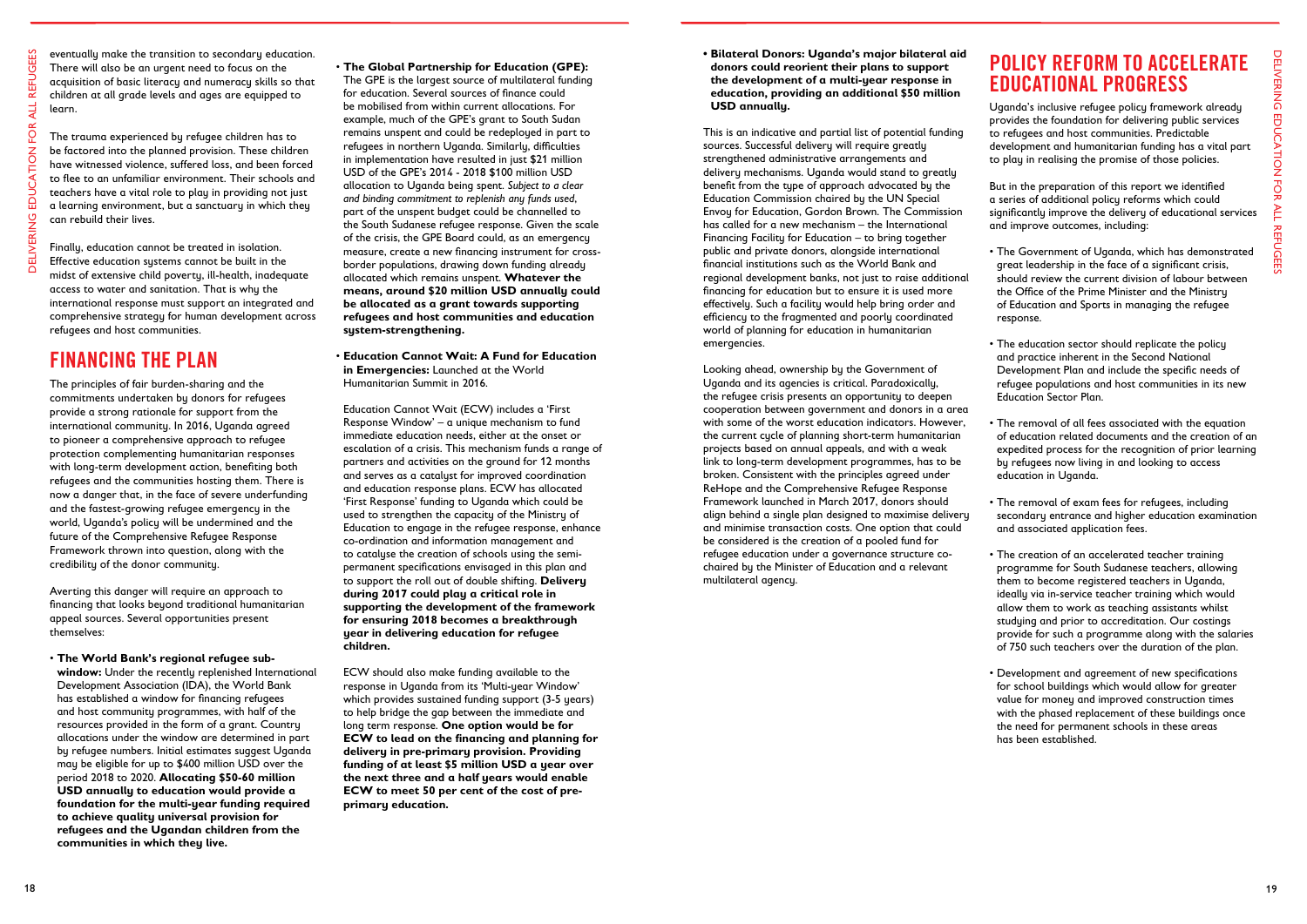eventually make the transition to secondary education. There will also be an urgent need to focus on the acquisition of basic literacy and numeracy skills so that children at all grade levels and ages are equipped to learn.

The trauma experienced by refugee children has to be factored into the planned provision. These children have witnessed violence, suffered loss, and been forced to flee to an unfamiliar environment. Their schools and teachers have a vital role to play in providing not just a learning environment, but a sanctuary in which they can rebuild their lives.

Finally, education cannot be treated in isolation. Effective education systems cannot be built in the midst of extensive child poverty, ill-health, inadequate access to water and sanitation. That is why the international response must support an integrated and comprehensive strategy for human development across refugees and host communities.

## FINANCING THE PLAN

The principles of fair burden-sharing and the commitments undertaken by donors for refugees provide a strong rationale for support from the international community. In 2016, Uganda agreed to pioneer a comprehensive approach to refugee protection complementing humanitarian responses with long-term development action, benefiting both refugees and the communities hosting them. There is now a danger that, in the face of severe underfunding and the fastest-growing refugee emergency in the world, Uganda's policy will be undermined and the future of the Comprehensive Refugee Response Framework thrown into question, along with the credibility of the donor community.

Averting this danger will require an approach to financing that looks beyond traditional humanitarian appeal sources. Several opportunities present themselves:

- **The World Bank's regional refugee sub-window:** Under the recently replenished International Development Association (IDA), the World Bank has established a window for financing refugees and host community programmes, with half of the resources provided in the form of a grant. Country allocations under the window are determined in part by refugee numbers. Initial estimates suggest Uganda may be eligible for up to $400 million USD over the period 2018 to 2020. **Allocating $50-60 million USD annually to education would provide a foundation for the multi-year funding required to achieve quality universal provision for refugees and the Ugandan children from the communities in which they live.**

- **The Global Partnership for Education (GPE):** The GPE is the largest source of multilateral funding for education. Several sources of finance could be mobilised from within current allocations. For example, much of the GPE's grant to South Sudan remains unspent and could be redeployed in part to refugees in northern Uganda. Similarly, difficulties in implementation have resulted in just $21 million USD of the GPE's 2014 - 2018 $100 million USD allocation to Uganda being spent. *Subject to a clear and binding commitment to replenish any funds used*, part of the unspent budget could be channelled to the South Sudanese refugee response. Given the scale of the crisis, the GPE Board could, as an emergency measure, create a new financing instrument for cross-border populations, drawing down funding already allocated which remains unspent. **Whatever the means, around $20 million USD annually could be allocated as a grant towards supporting refugees and host communities and education system-strengthening.**

- **Education Cannot Wait: A Fund for Education in Emergencies:** Launched at the World Humanitarian Summit in 2016.

  Education Cannot Wait (ECW) includes a 'First Response Window' – a unique mechanism to fund immediate education needs, either at the onset or escalation of a crisis. This mechanism funds a range of partners and activities on the ground for 12 months and serves as a catalyst for improved coordination and education response plans. ECW has allocated 'First Response' funding to Uganda which could be used to strengthen the capacity of the Ministry of Education to engage in the refugee response, enhance co-ordination and information management and to catalyse the creation of schools using the semi-permanent specifications envisaged in this plan and to support the roll out of double shifting. **Delivery during 2017 could play a critical role in supporting the development of the framework for ensuring 2018 becomes a breakthrough year in delivering education for refugee children.**

  ECW should also make funding available to the response in Uganda from its 'Multi-year Window' which provides sustained funding support (3-5 years) to help bridge the gap between the immediate and long term response. **One option would be for ECW to lead on the financing and planning for delivery in pre-primary provision. Providing funding of at least $5 million USD a year over the next three and a half years would enable ECW to meet 50 per cent of the cost of pre-primary education.**

- **Bilateral Donors: Uganda's major bilateral aid donors could reorient their plans to support the development of a multi-year response in education, providing an additional $50 million USD annually.**

This is an indicative and partial list of potential funding sources. Successful delivery will require greatly strengthened administrative arrangements and delivery mechanisms. Uganda would stand to greatly benefit from the type of approach advocated by the Education Commission chaired by the UN Special Envoy for Education, Gordon Brown. The Commission has called for a new mechanism – the International Financing Facility for Education – to bring together public and private donors, alongside international financial institutions such as the World Bank and regional development banks, not just to raise additional financing for education but to ensure it is used more effectively. Such a facility would help bring order and efficiency to the fragmented and poorly coordinated world of planning for education in humanitarian emergencies.

Looking ahead, ownership by the Government of Uganda and its agencies is critical. Paradoxically, the refugee crisis presents an opportunity to deepen cooperation between government and donors in a area with some of the worst education indicators. However, the current cycle of planning short-term humanitarian projects based on annual appeals, and with a weak link to long-term development programmes, has to be broken. Consistent with the principles agreed under ReHope and the Comprehensive Refugee Response Framework launched in March 2017, donors should align behind a single plan designed to maximise delivery and minimise transaction costs. One option that could be considered is the creation of a pooled fund for refugee education under a governance structure co-chaired by the Minister of Education and a relevant multilateral agency.

## POLICY REFORM TO ACCELERATE EDUCATIONAL PROGRESS

Uganda's inclusive refugee policy framework already provides the foundation for delivering public services to refugees and host communities. Predictable development and humanitarian funding has a vital part to play in realising the promise of those policies.

But in the preparation of this report we identified a series of additional policy reforms which could significantly improve the delivery of educational services and improve outcomes, including:

- The Government of Uganda, which has demonstrated great leadership in the face of a significant crisis, should review the current division of labour between the Office of the Prime Minister and the Ministry of Education and Sports in managing the refugee response.

- The education sector should replicate the policy and practice inherent in the Second National Development Plan and include the specific needs of refugee populations and host communities in its new Education Sector Plan.

- The removal of all fees associated with the equation of education related documents and the creation of an expedited process for the recognition of prior learning by refugees now living in and looking to access education in Uganda.

- The removal of exam fees for refugees, including secondary entrance and higher education examination and associated application fees.

- The creation of an accelerated teacher training programme for South Sudanese teachers, allowing them to become registered teachers in Uganda, ideally via in-service teacher training which would allow them to work as teaching assistants whilst studying and prior to accreditation. Our costings provide for such a programme along with the salaries of 750 such teachers over the duration of the plan.

- Development and agreement of new specifications for school buildings which would allow for greater value for money and improved construction times with the phased replacement of these buildings once the need for permanent schools in these areas has been established.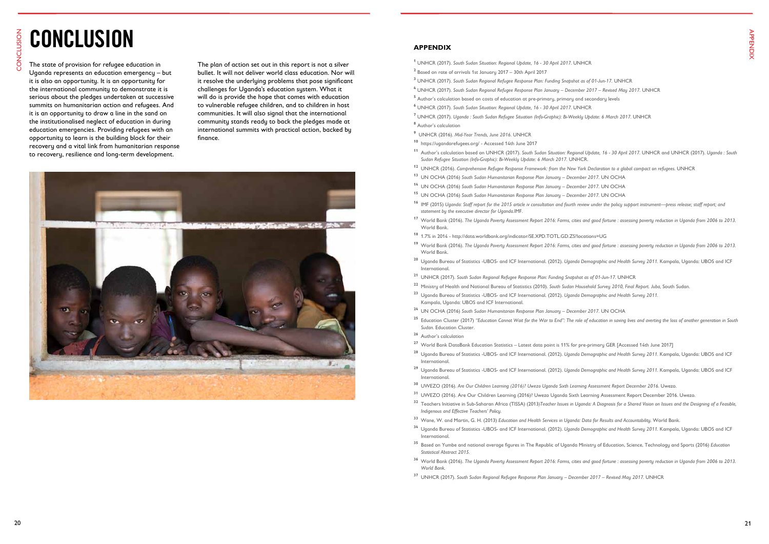# CONCLUSION

The state of provision for refugee education in Uganda represents an education emergency – but it is also an opportunity. It is an opportunity for the international community to demonstrate it is serious about the pledges undertaken at successive summits on humanitarian action and refugees. And it is an opportunity to draw a line in the sand on the institutionalised neglect of education in during education emergencies. Providing refugees with an opportunity to learn is the building block for their recovery and a vital link from humanitarian response to recovery, resilience and long-term development.

The plan of action set out in this report is not a silver bullet. It will not deliver world class education. Nor will it resolve the underlying problems that pose significant challenges for Uganda's education system. What it will do is provide the hope that comes with education to vulnerable refugee children, and to children in host communities. It will also signal that the international community stands ready to back the pledges made at international summits with practical action, backed by finance.

## APPENDIX

[1] UNHCR (2017). *South Sudan Situation: Regional Update, 16 - 30 April 2017.* UNHCR

[2] Based on rate of arrivals 1st January 2017 – 30th April 2017

[3] UNHCR (2017). *South Sudan Regional Refugee Response Plan: Funding Snapshot as of 01-Jun-17.* UNHCR

[4] UNHCR (2017). *South Sudan Regional Refugee Response Plan January – December 2017 – Revised May 2017.* UNHCR

[5] Author's calculation based on costs of education at pre-primary, primary and secondary levels

[6] UNHCR (2017). *South Sudan Situation: Regional Update, 16 - 30 April 2017.* UNHCR

[7] UNHCR (2017). *Uganda : South Sudan Refugee Situation (Info-Graphic): Bi-Weekly Update: 6 March 2017.* UNHCR

[8] Author's calculation

[9] UNHCR (2016). *Mid-Year Trends, June 2016.* UNHCR

[10] https://ugandarefugees.org/ - Accessed 14th June 2017

[11] Author's calculation based on UNHCR (2017). *South Sudan Situation: Regional Update, 16 - 30 April 2017.* UNHCR and UNHCR (2017). *Uganda : South Sudan Refugee Situation (Info-Graphic): Bi-Weekly Update: 6 March 2017.* UNHCR.

[12] UNHCR (2016). *Comprehensive Refugee Response Framework: from the New York Declaration to a global compact on refugees.* UNHCR

[13] UN OCHA (2016) *South Sudan Humanitarian Response Plan January – December 2017.* UN OCHA

[14] UN OCHA (2016) *South Sudan Humanitarian Response Plan January – December 2017.* UN OCHA

[15] UN OCHA (2016) *South Sudan Humanitarian Response Plan January – December 2017.* UN OCHA

[16] IMF (2015) *Uganda: Staff report for the 2015 article iv consultation and fourth review under the policy support instrument—press release; staff report; and statement by the executive director for Uganda.*IMF.

[17] World Bank (2016). *The Uganda Poverty Assessment Report 2016: Farms, cities and good fortune : assessing poverty reduction in Uganda from 2006 to 2013.* World Bank.

[18] 1.7% in 2014 - http://data.worldbank.org/indicator/SE.XPD.TOTL.GD.ZS?locations=UG

[19] World Bank (2016). *The Uganda Poverty Assessment Report 2016: Farms, cities and good fortune : assessing poverty reduction in Uganda from 2006 to 2013.* World Bank.

[20] Uganda Bureau of Statistics -UBOS- and ICF International. (2012). *Uganda Demographic and Health Survey 2011.* Kampala, Uganda: UBOS and ICF International.

[21] UNHCR (2017). *South Sudan Regional Refugee Response Plan: Funding Snapshot as of 01-Jun-17.* UNHCR

[22] Ministry of Health and National Bureau of Statistics (2010). *South Sudan Household Survey 2010, Final Report. Juba,* South Sudan.

[23] Uganda Bureau of Statistics -UBOS- and ICF International. (2012). *Uganda Demographic and Health Survey 2011.* Kampala, Uganda: UBOS and ICF International.

[24] UN OCHA (2016) *South Sudan Humanitarian Response Plan January – December 2017.* UN OCHA

[25] Education Cluster (2017) *"Education Cannot Wait for the War to End": The role of education in saving lives and averting the loss of another generation in South Sudan.* Education Cluster.

[26] Author's calculation

[27] World Bank DataBank Education Statistics – Latest data point is 11% for pre-primary GER [Accessed 14th June 2017]

[28] Uganda Bureau of Statistics -UBOS- and ICF International. (2012). *Uganda Demographic and Health Survey 2011.* Kampala, Uganda: UBOS and ICF International.

[29] Uganda Bureau of Statistics -UBOS- and ICF International. (2012). *Uganda Demographic and Health Survey 2011.* Kampala, Uganda: UBOS and ICF International.

[30] UWEZO (2016). *Are Our Children Learning (2016)? Uwezo Uganda Sixth Learning Assessment Report December 2016.* Uwezo.

[31] UWEZO (2016). Are Our Children Learning (2016)? Uwezo Uganda Sixth Learning Assessment Report December 2016. Uwezo.

[32] Teachers Initiative in Sub-Saharan Africa (TISSA) (2013)*Teacher Issues in Uganda: A Diagnosis for a Shared Vision on Issues and the Designing of a Feasible, Indigenous and Effective Teachers' Policy.*

[33] Wane, W. and Martin, G. H. (2013) *Education and Health Services in Uganda: Data for Results and Accountability.* World Bank.

[34] Uganda Bureau of Statistics -UBOS- and ICF International. (2012). *Uganda Demographic and Health Survey 2011.* Kampala, Uganda: UBOS and ICF International.

[35] Based on Yumbe and national average figures in The Republic of Uganda Ministry of Education, Science, Technology and Sports (2016) *Education Statistical Abstract 2015.*

[36] World Bank (2016). *The Uganda Poverty Assessment Report 2016: Farms, cities and good fortune : assessing poverty reduction in Uganda from 2006 to 2013. World Bank.*

[37] UNHCR (2017). *South Sudan Regional Refugee Response Plan January – December 2017 – Revised May 2017.* UNHCR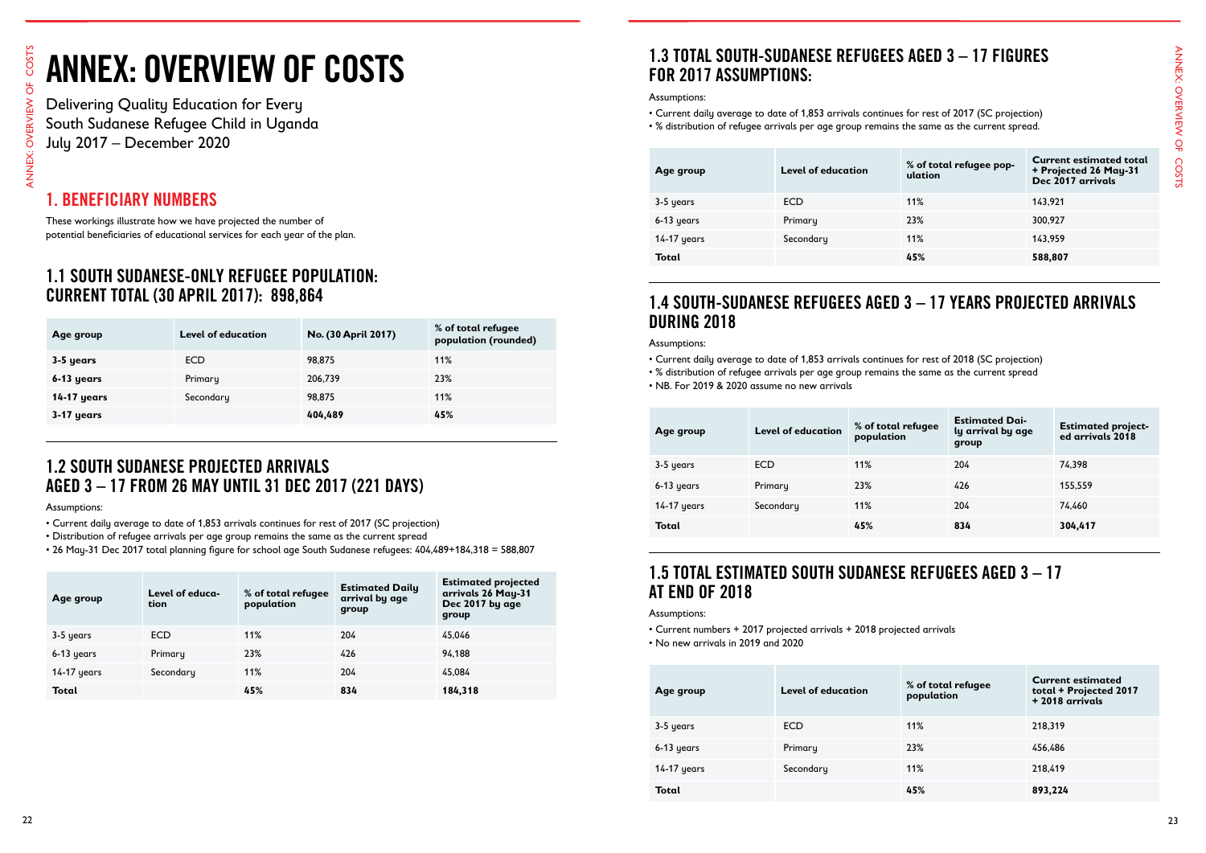# ANNEX: OVERVIEW OF COSTS

Delivering Quality Education for Every South Sudanese Refugee Child in Uganda
July 2017 – December 2020

## 1. BENEFICIARY NUMBERS

These workings illustrate how we have projected the number of potential beneficiaries of educational services for each year of the plan.

### 1.1 SOUTH SUDANESE-ONLY REFUGEE POPULATION: CURRENT TOTAL (30 APRIL 2017): 898,864

| Age group | Level of education | No. (30 April 2017) | % of total refugee population (rounded) |
|---|---|---|---|
| **3-5 years** | ECD | 98,875 | 11% |
| **6-13 years** | Primary | 206,739 | 23% |
| **14-17 years** | Secondary | 98,875 | 11% |
| **3-17 years** | | **404,489** | **45%** |

### 1.2 SOUTH SUDANESE PROJECTED ARRIVALS AGED 3 – 17 FROM 26 MAY UNTIL 31 DEC 2017 (221 DAYS)

Assumptions:

- Current daily average to date of 1,853 arrivals continues for rest of 2017 (SC projection)
- Distribution of refugee arrivals per age group remains the same as the current spread
- 26 May-31 Dec 2017 total planning figure for school age South Sudanese refugees: 404,489+184,318 = 588,807

| Age group | Level of education | % of total refugee population | Estimated Daily arrival by age group | Estimated projected arrivals 26 May-31 Dec 2017 by age group |
|---|---|---|---|---|
| 3-5 years | ECD | 11% | 204 | 45,046 |
| 6-13 years | Primary | 23% | 426 | 94,188 |
| 14-17 years | Secondary | 11% | 204 | 45,084 |
| **Total** | | **45%** | **834** | **184,318** |

### 1.3 TOTAL SOUTH-SUDANESE REFUGEES AGED 3 – 17 FIGURES FOR 2017 ASSUMPTIONS:

Assumptions:

- Current daily average to date of 1,853 arrivals continues for rest of 2017 (SC projection)
- % distribution of refugee arrivals per age group remains the same as the current spread.

| Age group | Level of education | % of total refugee population | Current estimated total + Projected 26 May-31 Dec 2017 arrivals |
|---|---|---|---|
| 3-5 years | ECD | 11% | 143,921 |
| 6-13 years | Primary | 23% | 300,927 |
| 14-17 years | Secondary | 11% | 143,959 |
| **Total** | | **45%** | **588,807** |

### 1.4 SOUTH-SUDANESE REFUGEES AGED 3 – 17 YEARS PROJECTED ARRIVALS DURING 2018

Assumptions:

- Current daily average to date of 1,853 arrivals continues for rest of 2018 (SC projection)
- % distribution of refugee arrivals per age group remains the same as the current spread
- NB. For 2019 & 2020 assume no new arrivals

| Age group | Level of education | % of total refugee population | Estimated Daily arrival by age group | Estimated projected arrivals 2018 |
|---|---|---|---|---|
| 3-5 years | ECD | 11% | 204 | 74,398 |
| 6-13 years | Primary | 23% | 426 | 155,559 |
| 14-17 years | Secondary | 11% | 204 | 74,460 |
| **Total** | | **45%** | **834** | **304,417** |

### 1.5 TOTAL ESTIMATED SOUTH SUDANESE REFUGEES AGED 3 – 17 AT END OF 2018

Assumptions:

- Current numbers + 2017 projected arrivals + 2018 projected arrivals
- No new arrivals in 2019 and 2020

| Age group | Level of education | % of total refugee population | Current estimated total + Projected 2017 + 2018 arrivals |
|---|---|---|---|
| 3-5 years | ECD | 11% | 218,319 |
| 6-13 years | Primary | 23% | 456,486 |
| 14-17 years | Secondary | 11% | 218,419 |
| **Total** | | **45%** | **893,224** |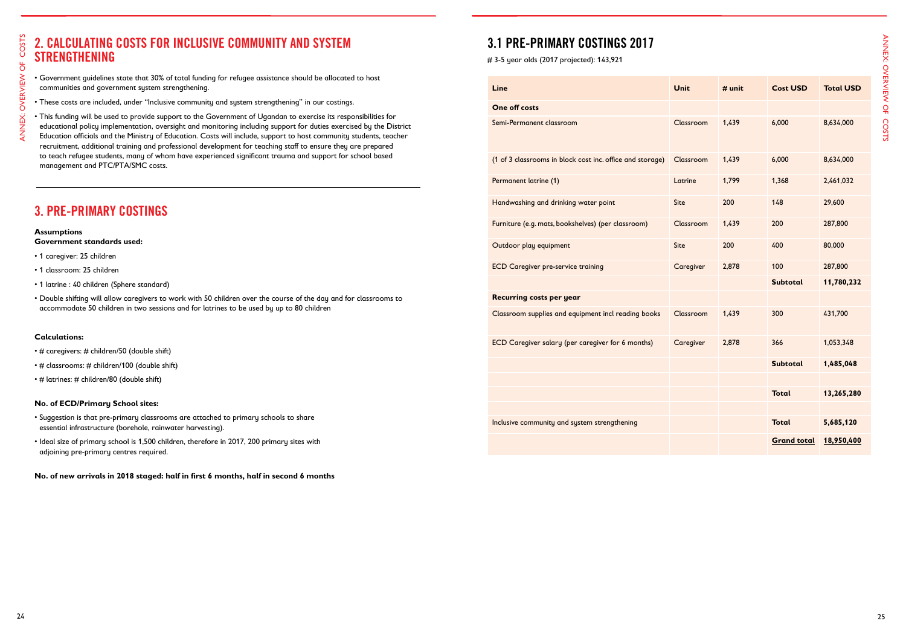## 2. CALCULATING COSTS FOR INCLUSIVE COMMUNITY AND SYSTEM STRENGTHENING

- Government guidelines state that 30% of total funding for refugee assistance should be allocated to host communities and government system strengthening.
- These costs are included, under "Inclusive community and system strengthening" in our costings.
- This funding will be used to provide support to the Government of Ugandan to exercise its responsibilities for educational policy implementation, oversight and monitoring including support for duties exercised by the District Education officials and the Ministry of Education. Costs will include, support to host community students, teacher recruitment, additional training and professional development for teaching staff to ensure they are prepared to teach refugee students, many of whom have experienced significant trauma and support for school based management and PTC/PTA/SMC costs.

## 3. PRE-PRIMARY COSTINGS

**Assumptions**
**Government standards used:**

- 1 caregiver: 25 children
- 1 classroom: 25 children
- 1 latrine : 40 children (Sphere standard)
- Double shifting will allow caregivers to work with 50 children over the course of the day and for classrooms to accommodate 50 children in two sessions and for latrines to be used by up to 80 children

**Calculations:**

- # caregivers: # children/50 (double shift)
- # classrooms: # children/100 (double shift)
- # latrines: # children/80 (double shift)

**No. of ECD/Primary School sites:**

- Suggestion is that pre-primary classrooms are attached to primary schools to share essential infrastructure (borehole, rainwater harvesting).
- Ideal size of primary school is 1,500 children, therefore in 2017, 200 primary sites with adjoining pre-primary centres required.

**No. of new arrivals in 2018 staged: half in first 6 months, half in second 6 months**

## 3.1 PRE-PRIMARY COSTINGS 2017

# 3-5 year olds (2017 projected): 143,921

| Line | Unit | # unit | Cost USD | Total USD |
|---|---|---|---|---|
| **One off costs** | | | | |
| Semi-Permanent classroom | Classroom | 1,439 | 6,000 | 8,634,000 |
| (1 of 3 classrooms in block cost inc. office and storage) | Classroom | 1,439 | 6,000 | 8,634,000 |
| Permanent latrine (1) | Latrine | 1,799 | 1,368 | 2,461,032 |
| Handwashing and drinking water point | Site | 200 | 148 | 29,600 |
| Furniture (e.g. mats, bookshelves) (per classroom) | Classroom | 1,439 | 200 | 287,800 |
| Outdoor play equipment | Site | 200 | 400 | 80,000 |
| ECD Caregiver pre-service training | Caregiver | 2,878 | 100 | 287,800 |
| | | | **Subtotal** | **11,780,232** |
| **Recurring costs per year** | | | | |
| Classroom supplies and equipment incl reading books | Classroom | 1,439 | 300 | 431,700 |
| ECD Caregiver salary (per caregiver for 6 months) | Caregiver | 2,878 | 366 | 1,053,348 |
| | | | **Subtotal** | **1,485,048** |
| | | | | |
| | | | **Total** | **13,265,280** |
| | | | | |
| Inclusive community and system strengthening | | | **Total** | **5,685,120** |
| | | | **Grand total** | **18,950,400** |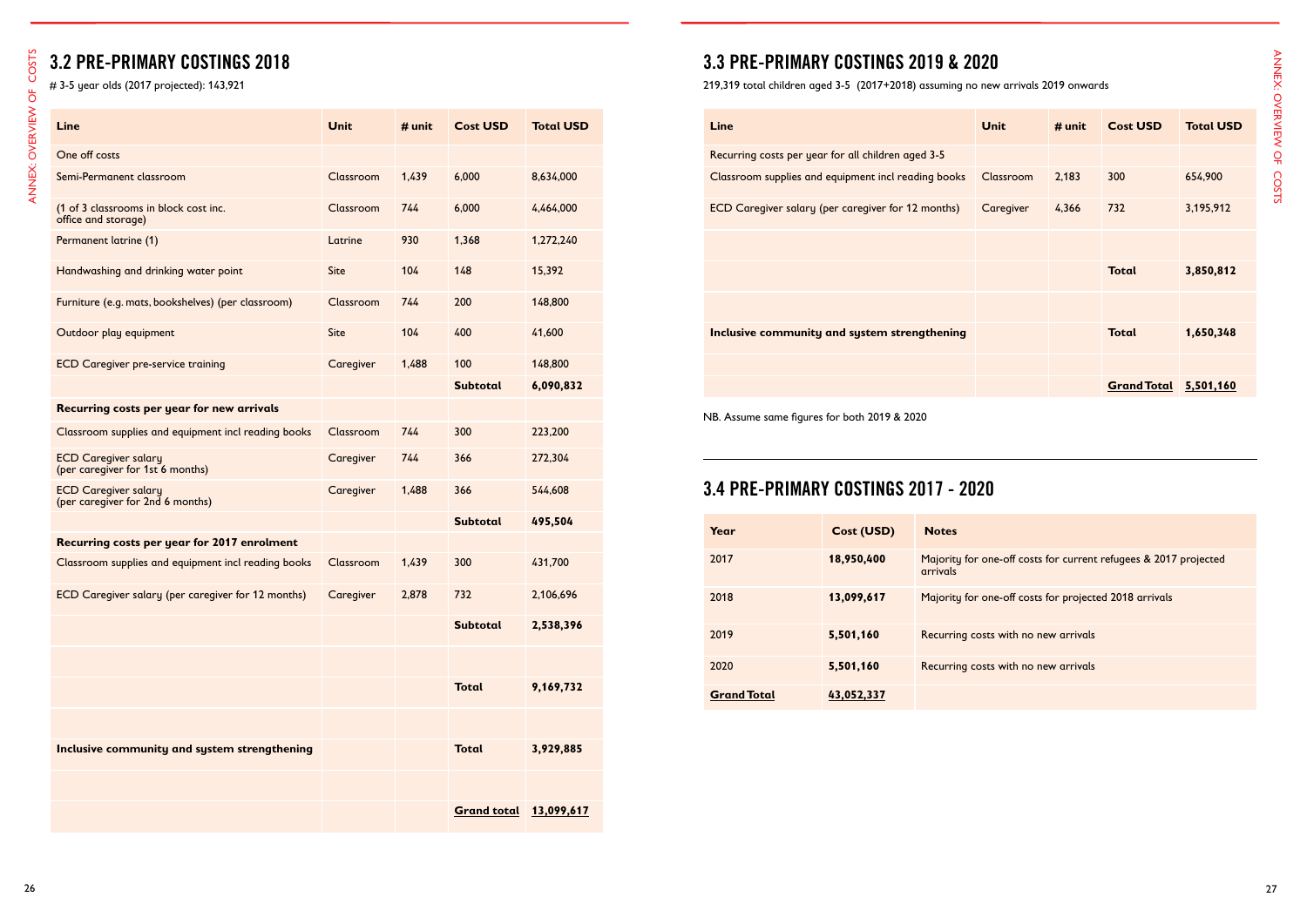## 3.2 PRE-PRIMARY COSTINGS 2018

# 3-5 year olds (2017 projected): 143,921

| Line | Unit | # unit | Cost USD | Total USD |
|---|---|---|---|---|
| One off costs | | | | |
| Semi-Permanent classroom | Classroom | 1,439 | 6,000 | 8,634,000 |
| (1 of 3 classrooms in block cost inc. office and storage) | Classroom | 744 | 6,000 | 4,464,000 |
| Permanent latrine (1) | Latrine | 930 | 1,368 | 1,272,240 |
| Handwashing and drinking water point | Site | 104 | 148 | 15,392 |
| Furniture (e.g. mats, bookshelves) (per classroom) | Classroom | 744 | 200 | 148,800 |
| Outdoor play equipment | Site | 104 | 400 | 41,600 |
| ECD Caregiver pre-service training | Caregiver | 1,488 | 100 | 148,800 |
| | | | **Subtotal** | **6,090,832** |
| **Recurring costs per year for new arrivals** | | | | |
| Classroom supplies and equipment incl reading books | Classroom | 744 | 300 | 223,200 |
| ECD Caregiver salary (per caregiver for 1st 6 months) | Caregiver | 744 | 366 | 272,304 |
| ECD Caregiver salary (per caregiver for 2nd 6 months) | Caregiver | 1,488 | 366 | 544,608 |
| | | | **Subtotal** | **495,504** |
| **Recurring costs per year for 2017 enrolment** | | | | |
| Classroom supplies and equipment incl reading books | Classroom | 1,439 | 300 | 431,700 |
| ECD Caregiver salary (per caregiver for 12 months) | Caregiver | 2,878 | 732 | 2,106,696 |
| | | | **Subtotal** | **2,538,396** |
| | | | | |
| | | | **Total** | **9,169,732** |
| | | | | |
| **Inclusive community and system strengthening** | | | **Total** | **3,929,885** |
| | | | | |
| | | | **Grand total** | **13,099,617** |

## 3.3 PRE-PRIMARY COSTINGS 2019 & 2020

219,319 total children aged 3-5 (2017+2018) assuming no new arrivals 2019 onwards

| Line | Unit | # unit | Cost USD | Total USD |
|---|---|---|---|---|
| Recurring costs per year for all children aged 3-5 | | | | |
| Classroom supplies and equipment incl reading books | Classroom | 2,183 | 300 | 654,900 |
| ECD Caregiver salary (per caregiver for 12 months) | Caregiver | 4,366 | 732 | 3,195,912 |
| | | | | |
| | | | **Total** | **3,850,812** |
| | | | | |
| **Inclusive community and system strengthening** | | | **Total** | **1,650,348** |
| | | | | |
| | | | **Grand Total** | **5,501,160** |

NB. Assume same figures for both 2019 & 2020

## 3.4 PRE-PRIMARY COSTINGS 2017 - 2020

| Year | Cost (USD) | Notes |
|---|---|---|
| 2017 | **18,950,400** | Majority for one-off costs for current refugees & 2017 projected arrivals |
| 2018 | **13,099,617** | Majority for one-off costs for projected 2018 arrivals |
| 2019 | **5,501,160** | Recurring costs with no new arrivals |
| 2020 | **5,501,160** | Recurring costs with no new arrivals |
| **Grand Total** | **43,052,337** | |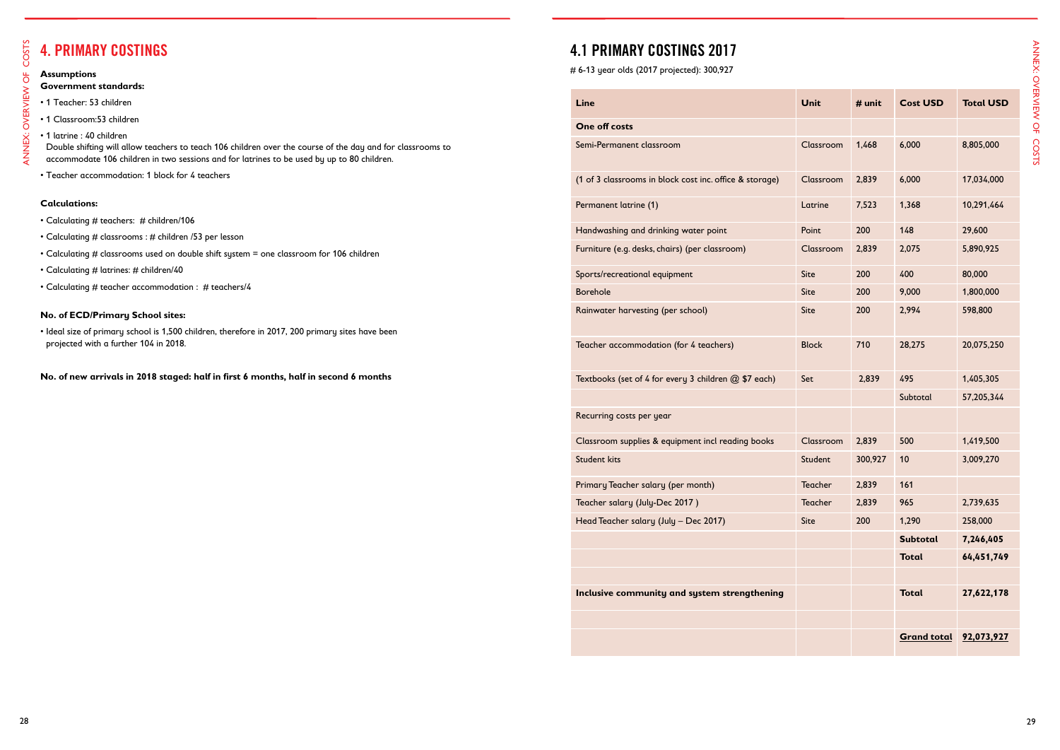# 4. PRIMARY COSTINGS

**Assumptions**
**Government standards:**

- 1 Teacher: 53 children
- 1 Classroom:53 children
- 1 latrine : 40 children
  Double shifting will allow teachers to teach 106 children over the course of the day and for classrooms to accommodate 106 children in two sessions and for latrines to be used by up to 80 children.
- Teacher accommodation: 1 block for 4 teachers

**Calculations:**

- Calculating # teachers: # children/106
- Calculating # classrooms : # children /53 per lesson
- Calculating # classrooms used on double shift system = one classroom for 106 children
- Calculating # latrines: # children/40
- Calculating # teacher accommodation : # teachers/4

**No. of ECD/Primary School sites:**

- Ideal size of primary school is 1,500 children, therefore in 2017, 200 primary sites have been projected with a further 104 in 2018.

**No. of new arrivals in 2018 staged: half in first 6 months, half in second 6 months**

# 4.1 PRIMARY COSTINGS 2017

# 6-13 year olds (2017 projected): 300,927

| Line | Unit | # unit | Cost USD | Total USD |
|---|---|---|---|---|
| **One off costs** | | | | |
| Semi-Permanent classroom | Classroom | 1,468 | 6,000 | 8,805,000 |
| (1 of 3 classrooms in block cost inc. office & storage) | Classroom | 2,839 | 6,000 | 17,034,000 |
| Permanent latrine (1) | Latrine | 7,523 | 1,368 | 10,291,464 |
| Handwashing and drinking water point | Point | 200 | 148 | 29,600 |
| Furniture (e.g. desks, chairs) (per classroom) | Classroom | 2,839 | 2,075 | 5,890,925 |
| Sports/recreational equipment | Site | 200 | 400 | 80,000 |
| Borehole | Site | 200 | 9,000 | 1,800,000 |
| Rainwater harvesting (per school) | Site | 200 | 2,994 | 598,800 |
| Teacher accommodation (for 4 teachers) | Block | 710 | 28,275 | 20,075,250 |
| Textbooks (set of 4 for every 3 children @ $7 each) | Set | 2,839 | 495 | 1,405,305 |
| | | | Subtotal | 57,205,344 |
| Recurring costs per year | | | | |
| Classroom supplies & equipment incl reading books | Classroom | 2,839 | 500 | 1,419,500 |
| Student kits | Student | 300,927 | 10 | 3,009,270 |
| Primary Teacher salary (per month) | Teacher | 2,839 | 161 | |
| Teacher salary (July-Dec 2017 ) | Teacher | 2,839 | 965 | 2,739,635 |
| Head Teacher salary (July – Dec 2017) | Site | 200 | 1,290 | 258,000 |
| | | | **Subtotal** | **7,246,405** |
| | | | **Total** | **64,451,749** |
| | | | | |
| **Inclusive community and system strengthening** | | | **Total** | **27,622,178** |
| | | | | |
| | | | **Grand total** | **92,073,927** |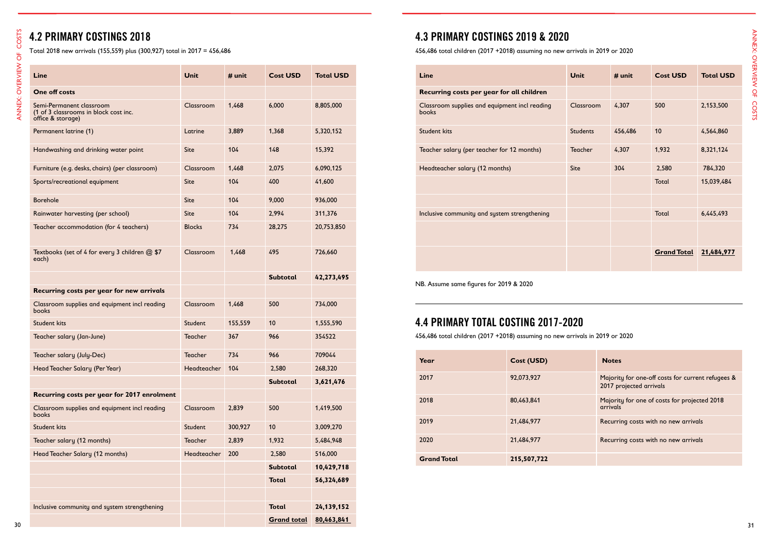## 4.2 PRIMARY COSTINGS 2018

Total 2018 new arrivals (155,559) plus (300,927) total in 2017 = 456,486

| Line | Unit | # unit | Cost USD | Total USD |
|---|---|---|---|---|
| **One off costs** | | | | |
| Semi-Permanent classroom (1 of 3 classrooms in block cost inc. office & storage) | Classroom | 1,468 | 6,000 | 8,805,000 |
| Permanent latrine (1) | Latrine | 3,889 | 1,368 | 5,320,152 |
| Handwashing and drinking water point | Site | 104 | 148 | 15,392 |
| Furniture (e.g. desks, chairs) (per classroom) | Classroom | 1,468 | 2,075 | 6,090,125 |
| Sports/recreational equipment | Site | 104 | 400 | 41,600 |
| Borehole | Site | 104 | 9,000 | 936,000 |
| Rainwater harvesting (per school) | Site | 104 | 2,994 | 311,376 |
| Teacher accommodation (for 4 teachers) | Blocks | 734 | 28,275 | 20,753,850 |
| Textbooks (set of 4 for every 3 children @ $7 each) | Classroom | 1,468 | 495 | 726,660 |
| | | | **Subtotal** | **42,273,495** |
| **Recurring costs per year for new arrivals** | | | | |
| Classroom supplies and equipment incl reading books | Classroom | 1,468 | 500 | 734,000 |
| Student kits | Student | 155,559 | 10 | 1,555,590 |
| Teacher salary (Jan-June) | Teacher | 367 | 966 | 354522 |
| Teacher salary (July-Dec) | Teacher | 734 | 966 | 709044 |
| Head Teacher Salary (Per Year) | Headteacher | 104 | 2,580 | 268,320 |
| | | | **Subtotal** | **3,621,476** |
| **Recurring costs per year for 2017 enrolment** | | | | |
| Classroom supplies and equipment incl reading books | Classroom | 2,839 | 500 | 1,419,500 |
| Student kits | Student | 300,927 | 10 | 3,009,270 |
| Teacher salary (12 months) | Teacher | 2,839 | 1,932 | 5,484,948 |
| Head Teacher Salary (12 months) | Headteacher | 200 | 2,580 | 516,000 |
| | | | **Subtotal** | **10,429,718** |
| | | | **Total** | **56,324,689** |
| | | | | |
| Inclusive community and system strengthening | | | **Total** | **24,139,152** |
| | | | **Grand total** | **80,463,841** |

## 4.3 PRIMARY COSTINGS 2019 & 2020

456,486 total children (2017 +2018) assuming no new arrivals in 2019 or 2020

| Line | Unit | # unit | Cost USD | Total USD |
|---|---|---|---|---|
| **Recurring costs per year for all children** | | | | |
| Classroom supplies and equipment incl reading books | Classroom | 4,307 | 500 | 2,153,500 |
| Student kits | Students | 456,486 | 10 | 4,564,860 |
| Teacher salary (per teacher for 12 months) | Teacher | 4,307 | 1,932 | 8,321,124 |
| Headteacher salary (12 months) | Site | 304 | 2,580 | 784,320 |
| | | | Total | 15,039,484 |
| | | | | |
| Inclusive community and system strengthening | | | Total | 6,445,493 |
| | | | | |
| | | | **Grand Total** | **21,484,977** |

NB. Assume same figures for 2019 & 2020

## 4.4 PRIMARY TOTAL COSTING 2017-2020

456,486 total children (2017 +2018) assuming no new arrivals in 2019 or 2020

| Year | Cost (USD) | Notes |
|---|---|---|
| 2017 | 92,073,927 | Majority for one-off costs for current refugees & 2017 projected arrivals |
| 2018 | 80,463,841 | Majority for one of costs for projected 2018 arrivals |
| 2019 | 21,484,977 | Recurring costs with no new arrivals |
| 2020 | 21,484,977 | Recurring costs with no new arrivals |
| **Grand Total** | **215,507,722** | |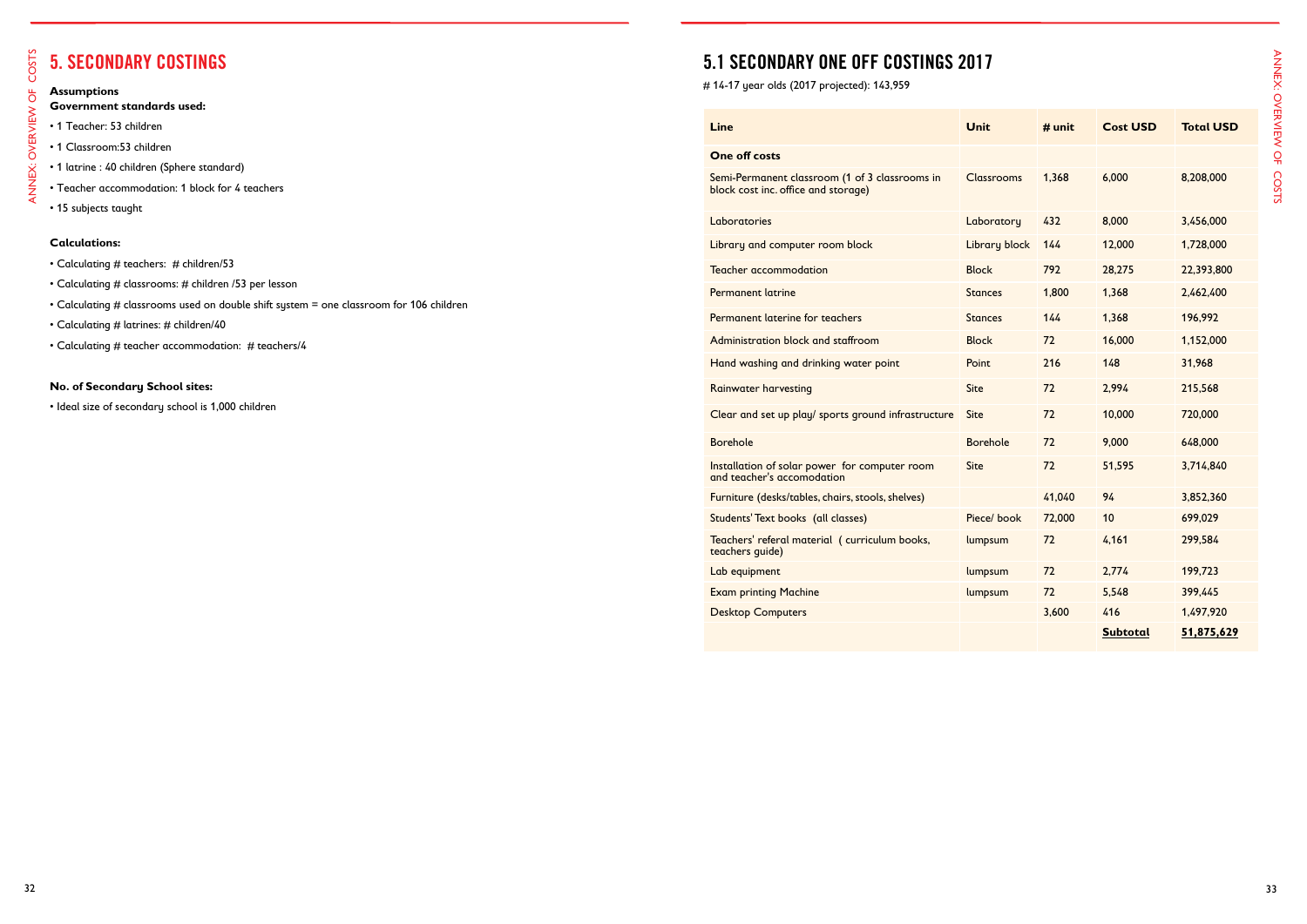# 5. SECONDARY COSTINGS

**Assumptions**
**Government standards used:**

- 1 Teacher: 53 children
- 1 Classroom:53 children
- 1 latrine : 40 children (Sphere standard)
- Teacher accommodation: 1 block for 4 teachers
- 15 subjects taught

**Calculations:**

- Calculating # teachers: # children/53
- Calculating # classrooms: # children /53 per lesson
- Calculating # classrooms used on double shift system = one classroom for 106 children
- Calculating # latrines: # children/40
- Calculating # teacher accommodation: # teachers/4

**No. of Secondary School sites:**

- Ideal size of secondary school is 1,000 children

# 5.1 SECONDARY ONE OFF COSTINGS 2017

# 14-17 year olds (2017 projected): 143,959

| Line | Unit | # unit | Cost USD | Total USD |
|---|---|---|---|---|
| **One off costs** | | | | |
| Semi-Permanent classroom (1 of 3 classrooms in block cost inc. office and storage) | Classrooms | 1,368 | 6,000 | 8,208,000 |
| Laboratories | Laboratory | 432 | 8,000 | 3,456,000 |
| Library and computer room block | Library block | 144 | 12,000 | 1,728,000 |
| Teacher accommodation | Block | 792 | 28,275 | 22,393,800 |
| Permanent latrine | Stances | 1,800 | 1,368 | 2,462,400 |
| Permanent laterine for teachers | Stances | 144 | 1,368 | 196,992 |
| Administration block and staffroom | Block | 72 | 16,000 | 1,152,000 |
| Hand washing and drinking water point | Point | 216 | 148 | 31,968 |
| Rainwater harvesting | Site | 72 | 2,994 | 215,568 |
| Clear and set up play/ sports ground infrastructure | Site | 72 | 10,000 | 720,000 |
| Borehole | Borehole | 72 | 9,000 | 648,000 |
| Installation of solar power for computer room and teacher's accomodation | Site | 72 | 51,595 | 3,714,840 |
| Furniture (desks/tables, chairs, stools, shelves) | | 41,040 | 94 | 3,852,360 |
| Students' Text books (all classes) | Piece/ book | 72,000 | 10 | 699,029 |
| Teachers' referal material ( curriculum books, teachers guide) | lumpsum | 72 | 4,161 | 299,584 |
| Lab equipment | lumpsum | 72 | 2,774 | 199,723 |
| Exam printing Machine | lumpsum | 72 | 5,548 | 399,445 |
| Desktop Computers | | 3,600 | 416 | 1,497,920 |
| | | | **Subtotal** | **51,875,629** |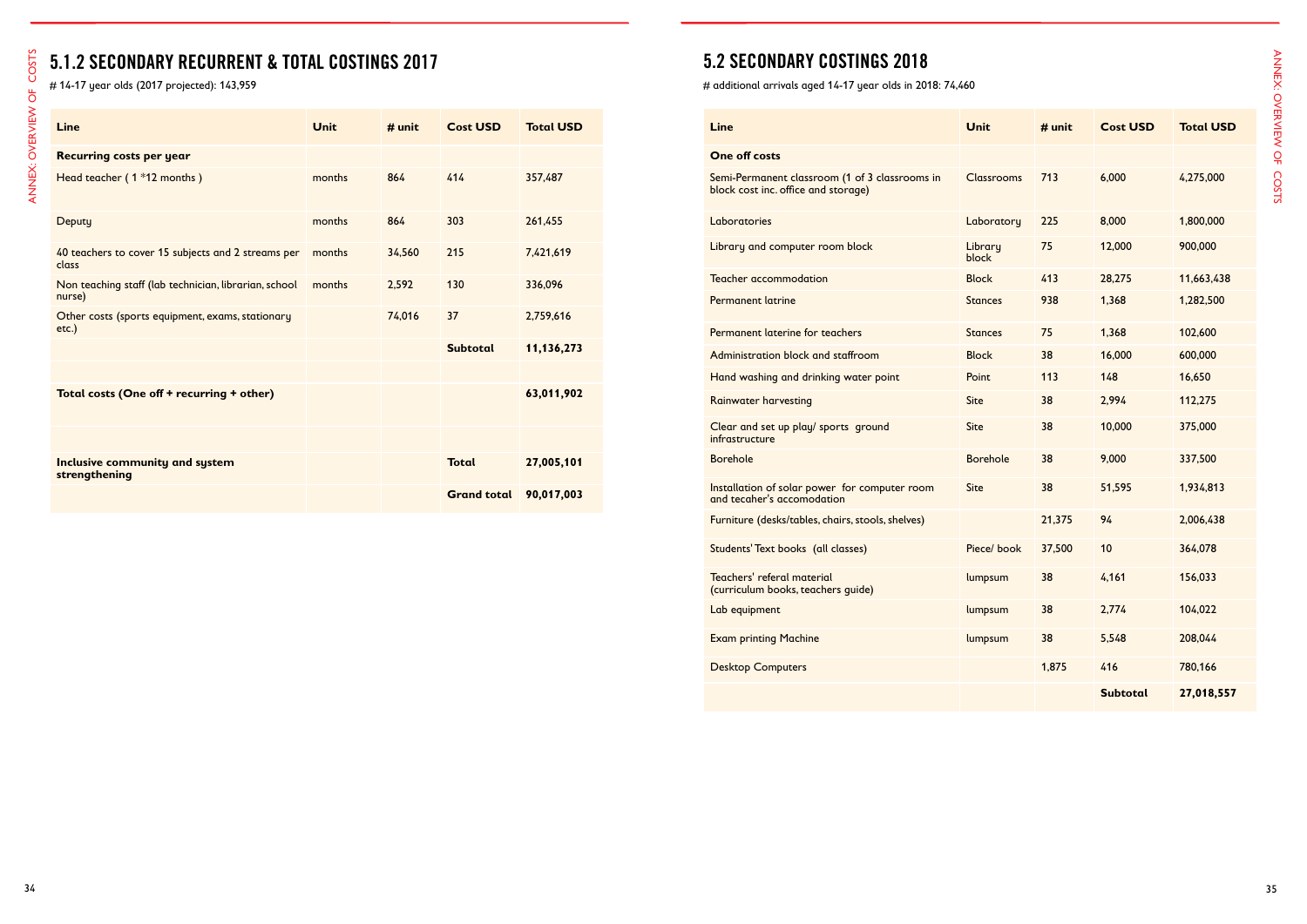## 5.1.2 SECONDARY RECURRENT & TOTAL COSTINGS 2017

# 14-17 year olds (2017 projected): 143,959

| Line | Unit | # unit | Cost USD | Total USD |
|---|---|---|---|---|
| **Recurring costs per year** | | | | |
| Head teacher ( 1 *12 months ) | months | 864 | 414 | 357,487 |
| Deputy | months | 864 | 303 | 261,455 |
| 40 teachers to cover 15 subjects and 2 streams per class | months | 34,560 | 215 | 7,421,619 |
| Non teaching staff (lab technician, librarian, school nurse) | months | 2,592 | 130 | 336,096 |
| Other costs (sports equipment, exams, stationary etc.) | | 74,016 | 37 | 2,759,616 |
| | | | **Subtotal** | **11,136,273** |
| | | | | |
| **Total costs (One off + recurring + other)** | | | | **63,011,902** |
| | | | | |
| **Inclusive community and system strengthening** | | | **Total** | **27,005,101** |
| | | | **Grand total** | **90,017,003** |

## 5.2 SECONDARY COSTINGS 2018

# additional arrivals aged 14-17 year olds in 2018: 74,460

| Line | Unit | # unit | Cost USD | Total USD |
|---|---|---|---|---|
| **One off costs** | | | | |
| Semi-Permanent classroom (1 of 3 classrooms in block cost inc. office and storage) | Classrooms | 713 | 6,000 | 4,275,000 |
| Laboratories | Laboratory | 225 | 8,000 | 1,800,000 |
| Library and computer room block | Library block | 75 | 12,000 | 900,000 |
| Teacher accommodation | Block | 413 | 28,275 | 11,663,438 |
| Permanent latrine | Stances | 938 | 1,368 | 1,282,500 |
| Permanent laterine for teachers | Stances | 75 | 1,368 | 102,600 |
| Administration block and staffroom | Block | 38 | 16,000 | 600,000 |
| Hand washing and drinking water point | Point | 113 | 148 | 16,650 |
| Rainwater harvesting | Site | 38 | 2,994 | 112,275 |
| Clear and set up play/ sports ground infrastructure | Site | 38 | 10,000 | 375,000 |
| Borehole | Borehole | 38 | 9,000 | 337,500 |
| Installation of solar power for computer room and tecaher's accomodation | Site | 38 | 51,595 | 1,934,813 |
| Furniture (desks/tables, chairs, stools, shelves) | | 21,375 | 94 | 2,006,438 |
| Students' Text books (all classes) | Piece/ book | 37,500 | 10 | 364,078 |
| Teachers' referal material (curriculum books, teachers guide) | lumpsum | 38 | 4,161 | 156,033 |
| Lab equipment | lumpsum | 38 | 2,774 | 104,022 |
| Exam printing Machine | lumpsum | 38 | 5,548 | 208,044 |
| Desktop Computers | | 1,875 | 416 | 780,166 |
| | | | **Subtotal** | **27,018,557** |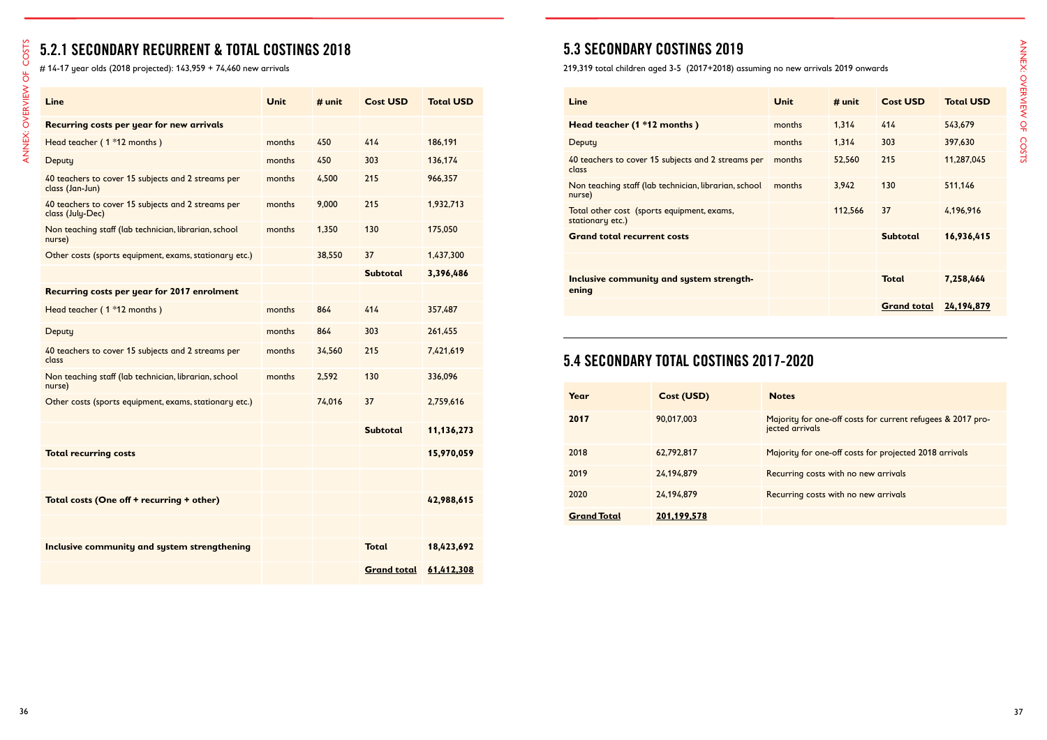## 5.2.1 SECONDARY RECURRENT & TOTAL COSTINGS 2018

# 14-17 year olds (2018 projected): 143,959 + 74,460 new arrivals

| Line | Unit | # unit | Cost USD | Total USD |
|---|---|---|---|---|
| **Recurring costs per year for new arrivals** | | | | |
| Head teacher ( 1 *12 months ) | months | 450 | 414 | 186,191 |
| Deputy | months | 450 | 303 | 136,174 |
| 40 teachers to cover 15 subjects and 2 streams per class (Jan-Jun) | months | 4,500 | 215 | 966,357 |
| 40 teachers to cover 15 subjects and 2 streams per class (July-Dec) | months | 9,000 | 215 | 1,932,713 |
| Non teaching staff (lab technician, librarian, school nurse) | months | 1,350 | 130 | 175,050 |
| Other costs (sports equipment, exams, stationary etc.) | | 38,550 | 37 | 1,437,300 |
| | | | **Subtotal** | **3,396,486** |
| **Recurring costs per year for 2017 enrolment** | | | | |
| Head teacher ( 1 *12 months ) | months | 864 | 414 | 357,487 |
| Deputy | months | 864 | 303 | 261,455 |
| 40 teachers to cover 15 subjects and 2 streams per class | months | 34,560 | 215 | 7,421,619 |
| Non teaching staff (lab technician, librarian, school nurse) | months | 2,592 | 130 | 336,096 |
| Other costs (sports equipment, exams, stationary etc.) | | 74,016 | 37 | 2,759,616 |
| | | | **Subtotal** | **11,136,273** |
| **Total recurring costs** | | | | **15,970,059** |
| | | | | |
| **Total costs (One off + recurring + other)** | | | | **42,988,615** |
| | | | | |
| **Inclusive community and system strengthening** | | | **Total** | **18,423,692** |
| | | | **Grand total** | **61,412,308** |

## 5.3 SECONDARY COSTINGS 2019

219,319 total children aged 3-5 (2017+2018) assuming no new arrivals 2019 onwards

| Line | Unit | # unit | Cost USD | Total USD |
|---|---|---|---|---|
| **Head teacher (1 *12 months )** | months | 1,314 | 414 | 543,679 |
| Deputy | months | 1,314 | 303 | 397,630 |
| 40 teachers to cover 15 subjects and 2 streams per class | months | 52,560 | 215 | 11,287,045 |
| Non teaching staff (lab technician, librarian, school nurse) | months | 3,942 | 130 | 511,146 |
| Total other cost (sports equipment, exams, stationary etc.) | | 112,566 | 37 | 4,196,916 |
| **Grand total recurrent costs** | | | **Subtotal** | **16,936,415** |
| | | | | |
| **Inclusive community and system strengthening** | | | **Total** | **7,258,464** |
| | | | **Grand total** | **24,194,879** |

## 5.4 SECONDARY TOTAL COSTINGS 2017-2020

| Year | Cost (USD) | Notes |
|---|---|---|
| **2017** | 90,017,003 | Majority for one-off costs for current refugees & 2017 projected arrivals |
| 2018 | 62,792,817 | Majority for one-off costs for projected 2018 arrivals |
| 2019 | 24,194,879 | Recurring costs with no new arrivals |
| 2020 | 24,194,879 | Recurring costs with no new arrivals |
| **Grand Total** | **201,199,578** | |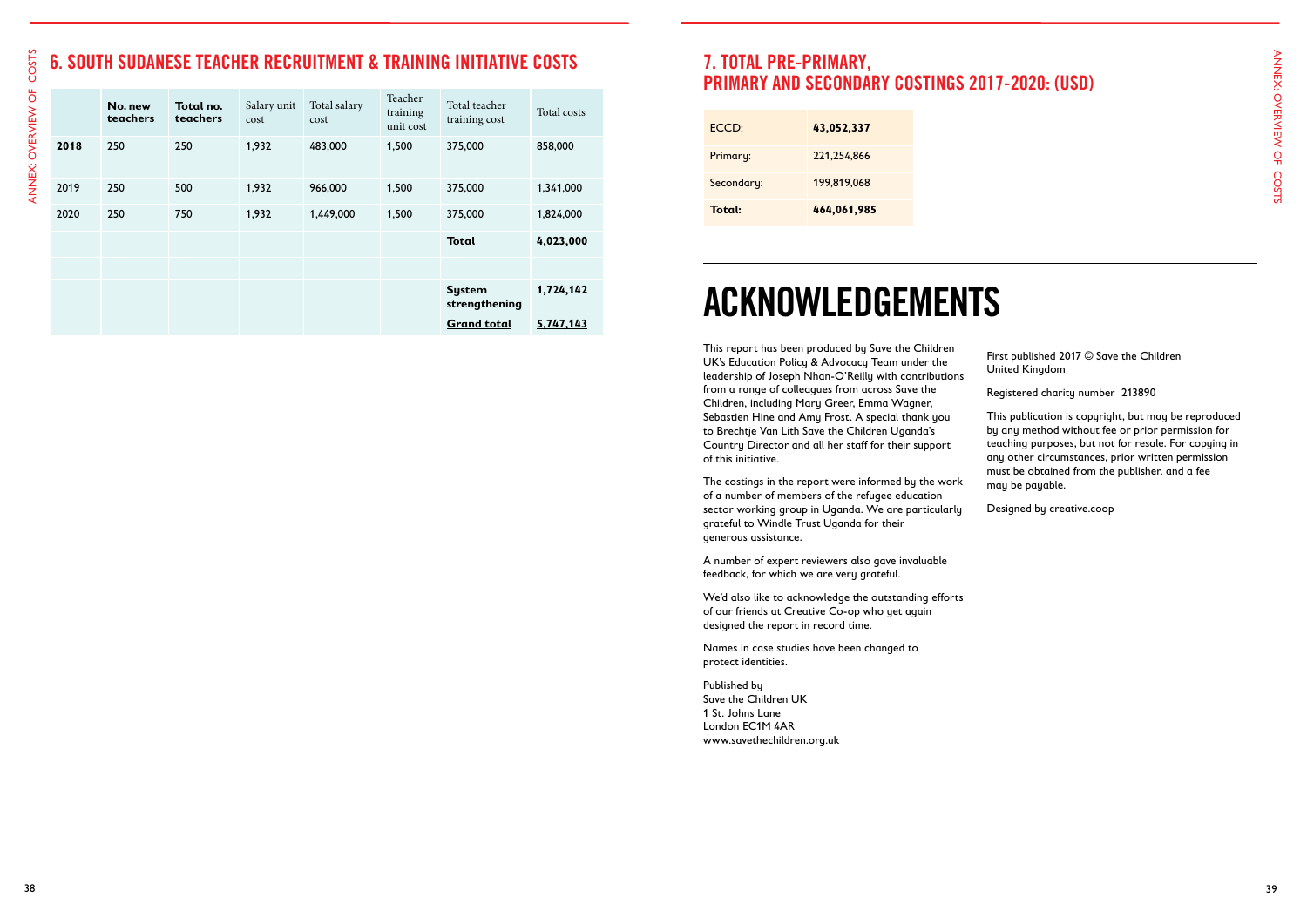## 6. SOUTH SUDANESE TEACHER RECRUITMENT & TRAINING INITIATIVE COSTS

| | No. new teachers | Total no. teachers | Salary unit cost | Total salary cost | Teacher training unit cost | Total teacher training cost | Total costs |
|---|---|---|---|---|---|---|---|
| **2018** | 250 | 250 | 1,932 | 483,000 | 1,500 | 375,000 | 858,000 |
| 2019 | 250 | 500 | 1,932 | 966,000 | 1,500 | 375,000 | 1,341,000 |
| 2020 | 250 | 750 | 1,932 | 1,449,000 | 1,500 | 375,000 | 1,824,000 |
| | | | | | | **Total** | **4,023,000** |
| | | | | | | | |
| | | | | | | **System strengthening** | **1,724,142** |
| | | | | | | **Grand total** | **5,747,143** |

## 7. TOTAL PRE-PRIMARY, PRIMARY AND SECONDARY COSTINGS 2017-2020: (USD)

| | |
|---|---|
| ECCD: | **43,052,337** |
| Primary: | 221,254,866 |
| Secondary: | 199,819,068 |
| **Total:** | **464,061,985** |

# ACKNOWLEDGEMENTS

This report has been produced by Save the Children UK's Education Policy & Advocacy Team under the leadership of Joseph Nhan-O'Reilly with contributions from a range of colleagues from across Save the Children, including Mary Greer, Emma Wagner, Sebastien Hine and Amy Frost. A special thank you to Brechtje Van Lith Save the Children Uganda's Country Director and all her staff for their support of this initiative.

The costings in the report were informed by the work of a number of members of the refugee education sector working group in Uganda. We are particularly grateful to Windle Trust Uganda for their generous assistance.

A number of expert reviewers also gave invaluable feedback, for which we are very grateful.

We'd also like to acknowledge the outstanding efforts of our friends at Creative Co-op who yet again designed the report in record time.

Names in case studies have been changed to protect identities.

Published by
Save the Children UK
1 St. Johns Lane
London EC1M 4AR
www.savethechildren.org.uk

First published 2017 © Save the Children United Kingdom

Registered charity number 213890

This publication is copyright, but may be reproduced by any method without fee or prior permission for teaching purposes, but not for resale. For copying in any other circumstances, prior written permission must be obtained from the publisher, and a fee may be payable.

Designed by creative.coop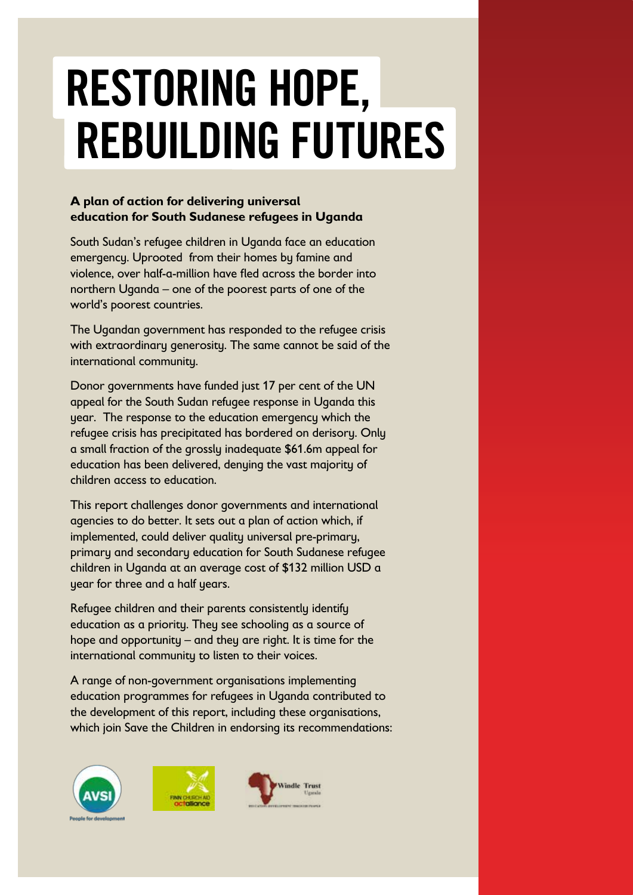# RESTORING HOPE, REBUILDING FUTURES

**A plan of action for delivering universal education for South Sudanese refugees in Uganda**

South Sudan's refugee children in Uganda face an education emergency. Uprooted from their homes by famine and violence, over half-a-million have fled across the border into northern Uganda – one of the poorest parts of one of the world's poorest countries.

The Ugandan government has responded to the refugee crisis with extraordinary generosity. The same cannot be said of the international community.

Donor governments have funded just 17 per cent of the UN appeal for the South Sudan refugee response in Uganda this year. The response to the education emergency which the refugee crisis has precipitated has bordered on derisory. Only a small fraction of the grossly inadequate $61.6m appeal for education has been delivered, denying the vast majority of children access to education.

This report challenges donor governments and international agencies to do better. It sets out a plan of action which, if implemented, could deliver quality universal pre-primary, primary and secondary education for South Sudanese refugee children in Uganda at an average cost of $132 million USD a year for three and a half years.

Refugee children and their parents consistently identify education as a priority. They see schooling as a source of hope and opportunity – and they are right. It is time for the international community to listen to their voices.

A range of non-government organisations implementing education programmes for refugees in Uganda contributed to the development of this report, including these organisations, which join Save the Children in endorsing its recommendations:

AVSI
People for development

FINN CHURCH AID
actalliance

Windle Trust
Uganda
EDUCATION: DEVELOPMENT THROUGH PEOPLE